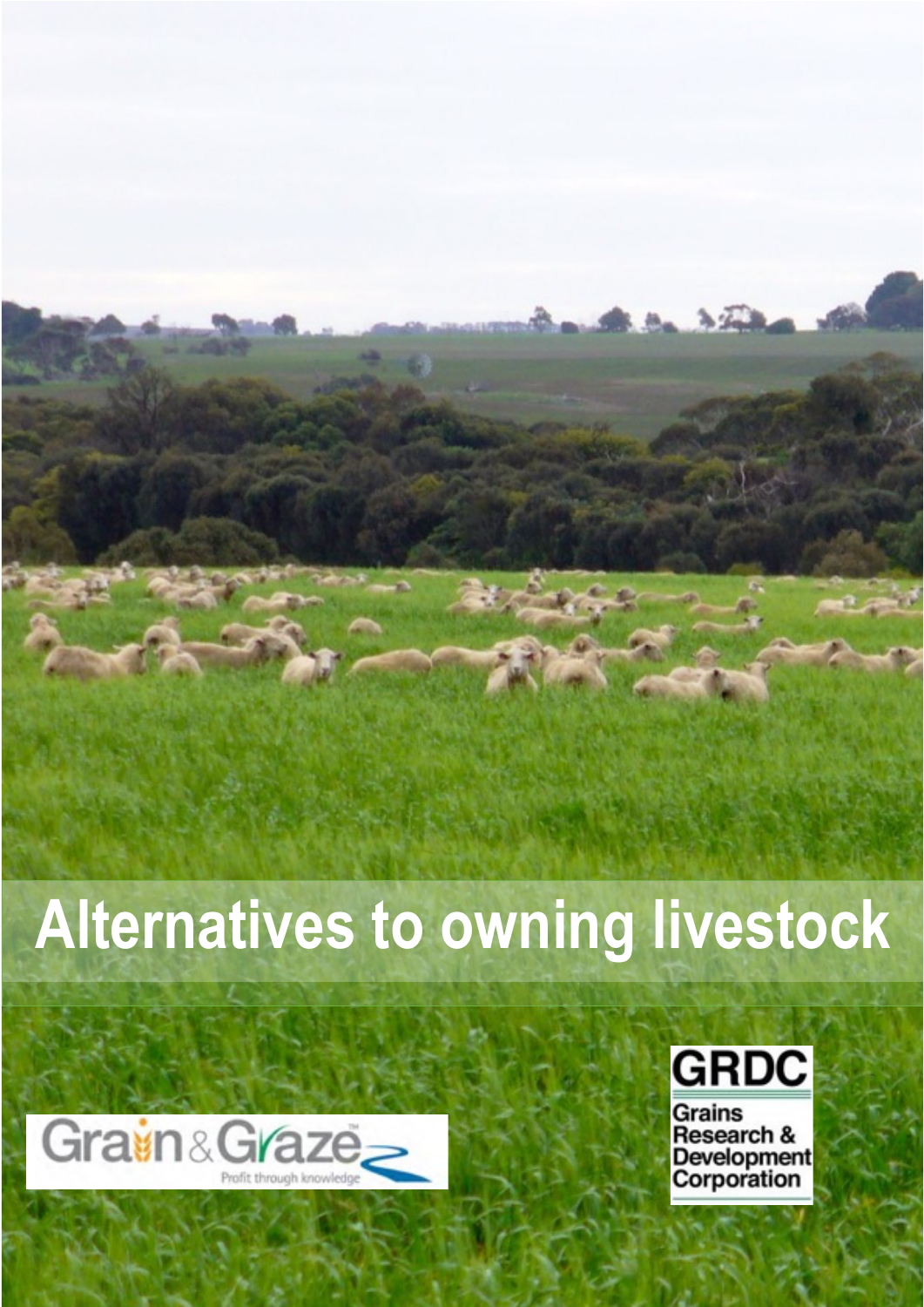# Alternatives to owning livestock

Grain & Graze™ Profit through knowledge

GRDC Grains Research & Development Corporation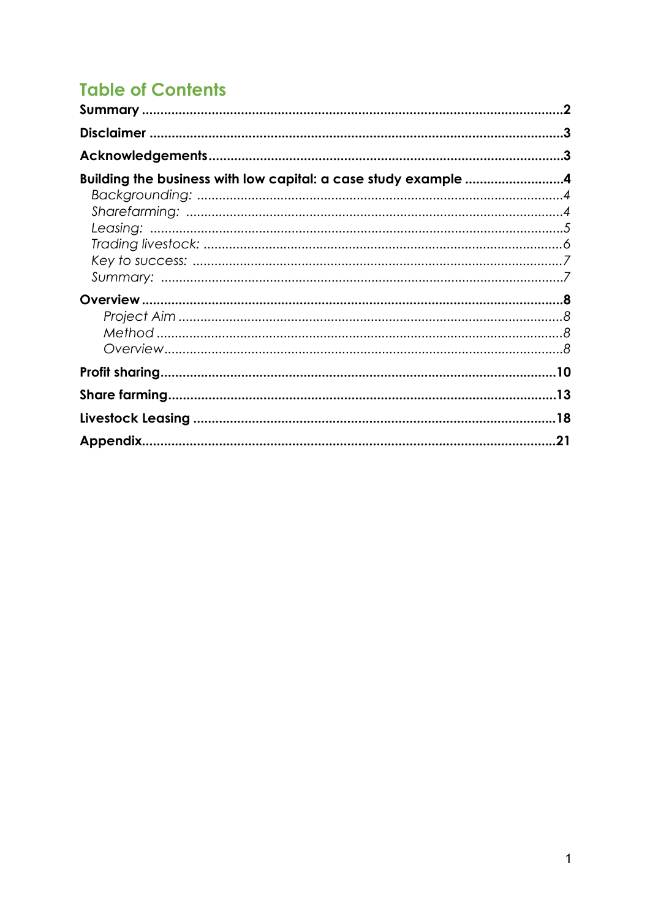# Table of Contents

**Summary** .................................................................................................................2

**Disclaimer** ...............................................................................................................3

**Acknowledgements**..............................................................................................3

**Building the business with low capital: a case study example** ..........................4

*Backgrounding:* ...................................................................................................4

*Sharefarming:* ......................................................................................................4

*Leasing:* ...............................................................................................................5

*Trading livestock:* .................................................................................................6

*Key to success:* ....................................................................................................7

*Summary:* ............................................................................................................7

**Overview** ................................................................................................................8

*Project Aim* ......................................................................................................8

*Method* ............................................................................................................8

*Overview*..........................................................................................................8

**Profit sharing**..........................................................................................................10

**Share farming**.........................................................................................................13

**Livestock Leasing** ..................................................................................................18

**Appendix**................................................................................................................21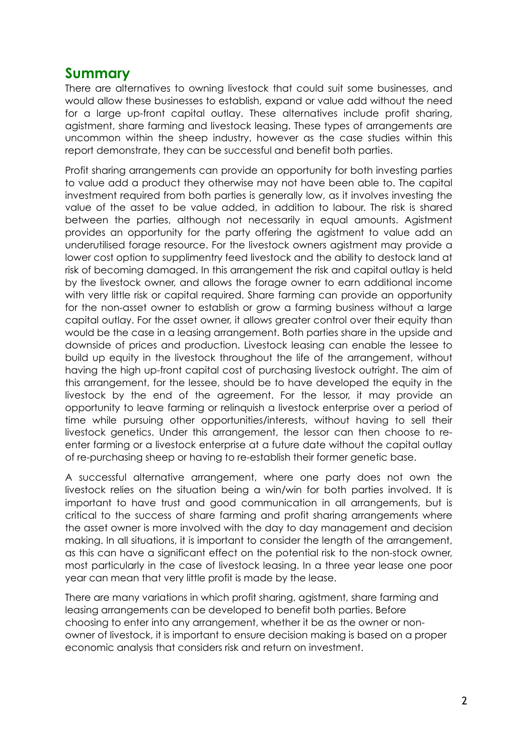## Summary

There are alternatives to owning livestock that could suit some businesses, and would allow these businesses to establish, expand or value add without the need for a large up-front capital outlay. These alternatives include profit sharing, agistment, share farming and livestock leasing. These types of arrangements are uncommon within the sheep industry, however as the case studies within this report demonstrate, they can be successful and benefit both parties.

Profit sharing arrangements can provide an opportunity for both investing parties to value add a product they otherwise may not have been able to. The capital investment required from both parties is generally low, as it involves investing the value of the asset to be value added, in addition to labour. The risk is shared between the parties, although not necessarily in equal amounts. Agistment provides an opportunity for the party offering the agistment to value add an underutilised forage resource. For the livestock owners agistment may provide a lower cost option to supplimentry feed livestock and the ability to destock land at risk of becoming damaged. In this arrangement the risk and capital outlay is held by the livestock owner, and allows the forage owner to earn additional income with very little risk or capital required. Share farming can provide an opportunity for the non-asset owner to establish or grow a farming business without a large capital outlay. For the asset owner, it allows greater control over their equity than would be the case in a leasing arrangement. Both parties share in the upside and downside of prices and production. Livestock leasing can enable the lessee to build up equity in the livestock throughout the life of the arrangement, without having the high up-front capital cost of purchasing livestock outright. The aim of this arrangement, for the lessee, should be to have developed the equity in the livestock by the end of the agreement. For the lessor, it may provide an opportunity to leave farming or relinquish a livestock enterprise over a period of time while pursuing other opportunities/interests, without having to sell their livestock genetics. Under this arrangement, the lessor can then choose to re-enter farming or a livestock enterprise at a future date without the capital outlay of re-purchasing sheep or having to re-establish their former genetic base.

A successful alternative arrangement, where one party does not own the livestock relies on the situation being a win/win for both parties involved. It is important to have trust and good communication in all arrangements, but is critical to the success of share farming and profit sharing arrangements where the asset owner is more involved with the day to day management and decision making. In all situations, it is important to consider the length of the arrangement, as this can have a significant effect on the potential risk to the non-stock owner, most particularly in the case of livestock leasing. In a three year lease one poor year can mean that very little profit is made by the lease.

There are many variations in which profit sharing, agistment, share farming and leasing arrangements can be developed to benefit both parties. Before choosing to enter into any arrangement, whether it be as the owner or non-owner of livestock, it is important to ensure decision making is based on a proper economic analysis that considers risk and return on investment.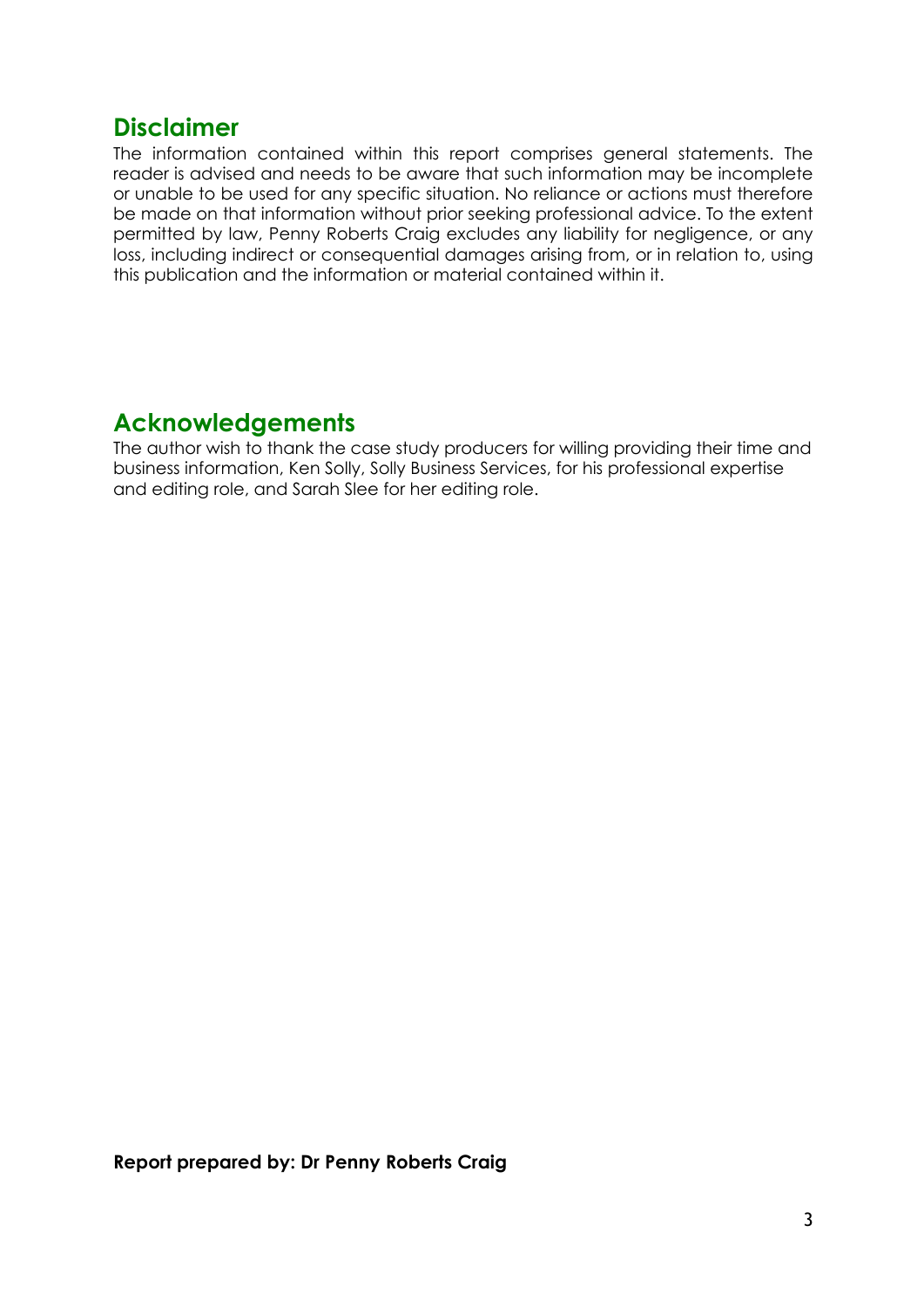## Disclaimer

The information contained within this report comprises general statements. The reader is advised and needs to be aware that such information may be incomplete or unable to be used for any specific situation. No reliance or actions must therefore be made on that information without prior seeking professional advice. To the extent permitted by law, Penny Roberts Craig excludes any liability for negligence, or any loss, including indirect or consequential damages arising from, or in relation to, using this publication and the information or material contained within it.

## Acknowledgements

The author wish to thank the case study producers for willing providing their time and business information, Ken Solly, Solly Business Services, for his professional expertise and editing role, and Sarah Slee for her editing role.

**Report prepared by: Dr Penny Roberts Craig**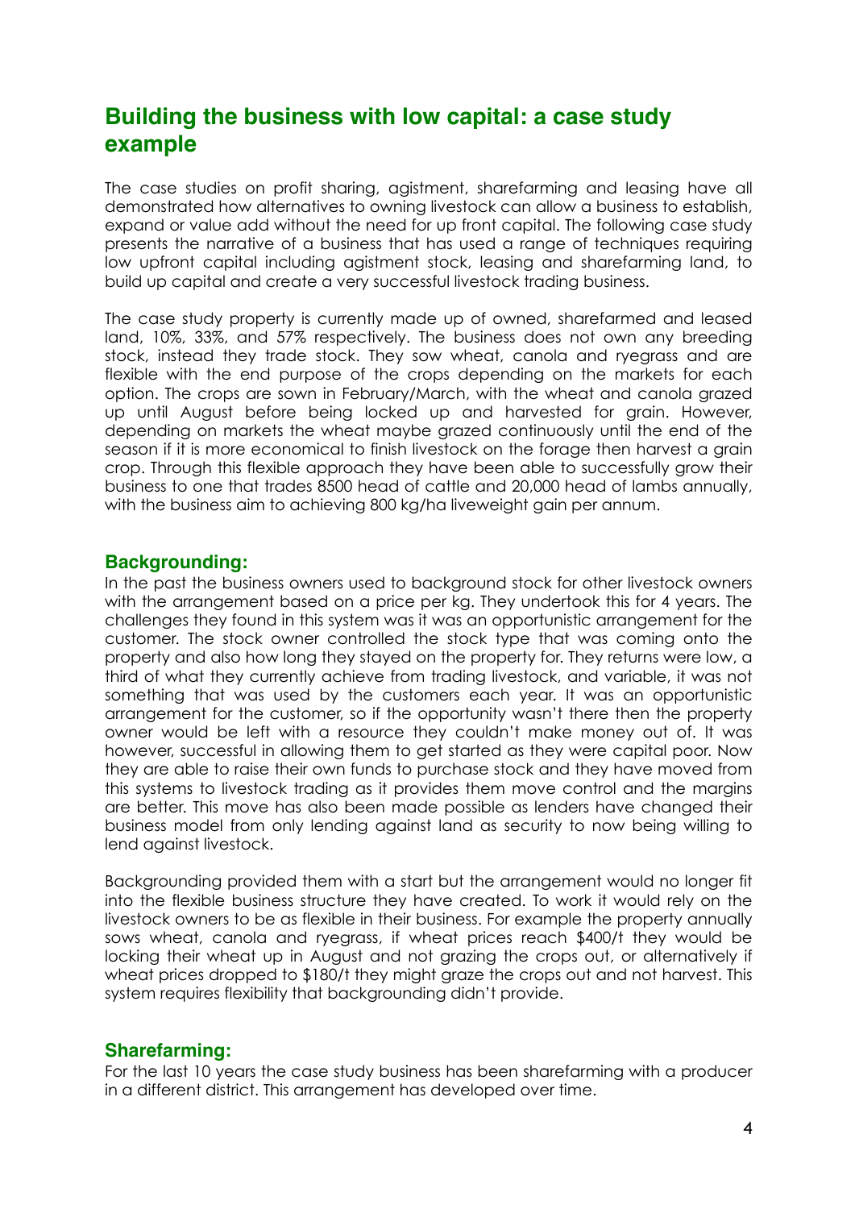## Building the business with low capital: a case study example

The case studies on profit sharing, agistment, sharefarming and leasing have all demonstrated how alternatives to owning livestock can allow a business to establish, expand or value add without the need for up front capital. The following case study presents the narrative of a business that has used a range of techniques requiring low upfront capital including agistment stock, leasing and sharefarming land, to build up capital and create a very successful livestock trading business.

The case study property is currently made up of owned, sharefarmed and leased land, 10%, 33%, and 57% respectively. The business does not own any breeding stock, instead they trade stock. They sow wheat, canola and ryegrass and are flexible with the end purpose of the crops depending on the markets for each option. The crops are sown in February/March, with the wheat and canola grazed up until August before being locked up and harvested for grain. However, depending on markets the wheat maybe grazed continuously until the end of the season if it is more economical to finish livestock on the forage then harvest a grain crop. Through this flexible approach they have been able to successfully grow their business to one that trades 8500 head of cattle and 20,000 head of lambs annually, with the business aim to achieving 800 kg/ha liveweight gain per annum.

### Backgrounding:

In the past the business owners used to background stock for other livestock owners with the arrangement based on a price per kg. They undertook this for 4 years. The challenges they found in this system was it was an opportunistic arrangement for the customer. The stock owner controlled the stock type that was coming onto the property and also how long they stayed on the property for. They returns were low, a third of what they currently achieve from trading livestock, and variable, it was not something that was used by the customers each year. It was an opportunistic arrangement for the customer, so if the opportunity wasn't there then the property owner would be left with a resource they couldn't make money out of. It was however, successful in allowing them to get started as they were capital poor. Now they are able to raise their own funds to purchase stock and they have moved from this systems to livestock trading as it provides them move control and the margins are better. This move has also been made possible as lenders have changed their business model from only lending against land as security to now being willing to lend against livestock.

Backgrounding provided them with a start but the arrangement would no longer fit into the flexible business structure they have created. To work it would rely on the livestock owners to be as flexible in their business. For example the property annually sows wheat, canola and ryegrass, if wheat prices reach $400/t they would be locking their wheat up in August and not grazing the crops out, or alternatively if wheat prices dropped to $180/t they might graze the crops out and not harvest. This system requires flexibility that backgrounding didn't provide.

### Sharefarming:

For the last 10 years the case study business has been sharefarming with a producer in a different district. This arrangement has developed over time.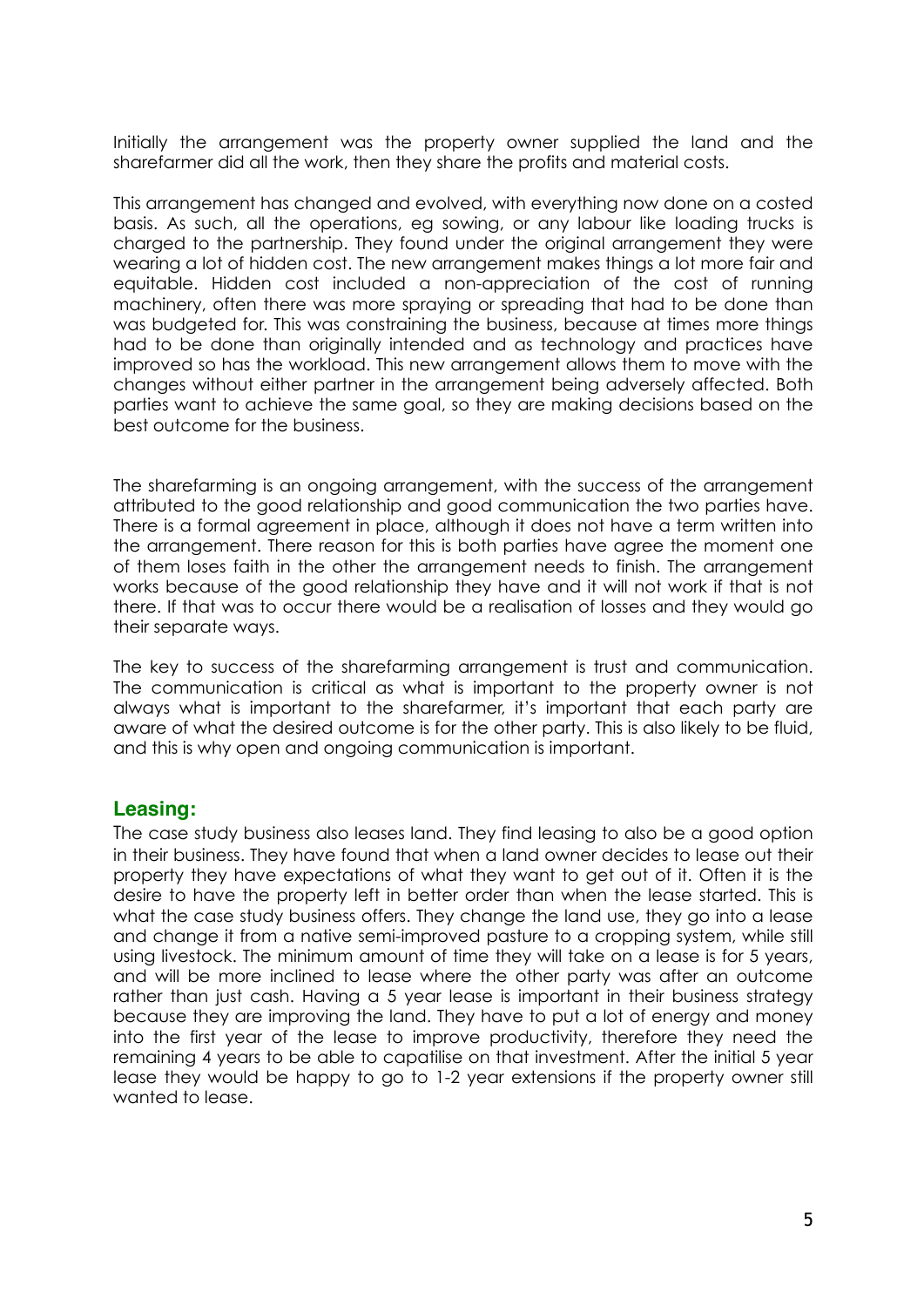Initially the arrangement was the property owner supplied the land and the sharefarmer did all the work, then they share the profits and material costs.

This arrangement has changed and evolved, with everything now done on a costed basis. As such, all the operations, eg sowing, or any labour like loading trucks is charged to the partnership. They found under the original arrangement they were wearing a lot of hidden cost. The new arrangement makes things a lot more fair and equitable. Hidden cost included a non-appreciation of the cost of running machinery, often there was more spraying or spreading that had to be done than was budgeted for. This was constraining the business, because at times more things had to be done than originally intended and as technology and practices have improved so has the workload. This new arrangement allows them to move with the changes without either partner in the arrangement being adversely affected. Both parties want to achieve the same goal, so they are making decisions based on the best outcome for the business.

The sharefarming is an ongoing arrangement, with the success of the arrangement attributed to the good relationship and good communication the two parties have. There is a formal agreement in place, although it does not have a term written into the arrangement. There reason for this is both parties have agree the moment one of them loses faith in the other the arrangement needs to finish. The arrangement works because of the good relationship they have and it will not work if that is not there. If that was to occur there would be a realisation of losses and they would go their separate ways.

The key to success of the sharefarming arrangement is trust and communication. The communication is critical as what is important to the property owner is not always what is important to the sharefarmer, it's important that each party are aware of what the desired outcome is for the other party. This is also likely to be fluid, and this is why open and ongoing communication is important.

## Leasing:

The case study business also leases land. They find leasing to also be a good option in their business. They have found that when a land owner decides to lease out their property they have expectations of what they want to get out of it. Often it is the desire to have the property left in better order than when the lease started. This is what the case study business offers. They change the land use, they go into a lease and change it from a native semi-improved pasture to a cropping system, while still using livestock. The minimum amount of time they will take on a lease is for 5 years, and will be more inclined to lease where the other party was after an outcome rather than just cash. Having a 5 year lease is important in their business strategy because they are improving the land. They have to put a lot of energy and money into the first year of the lease to improve productivity, therefore they need the remaining 4 years to be able to capatilise on that investment. After the initial 5 year lease they would be happy to go to 1-2 year extensions if the property owner still wanted to lease.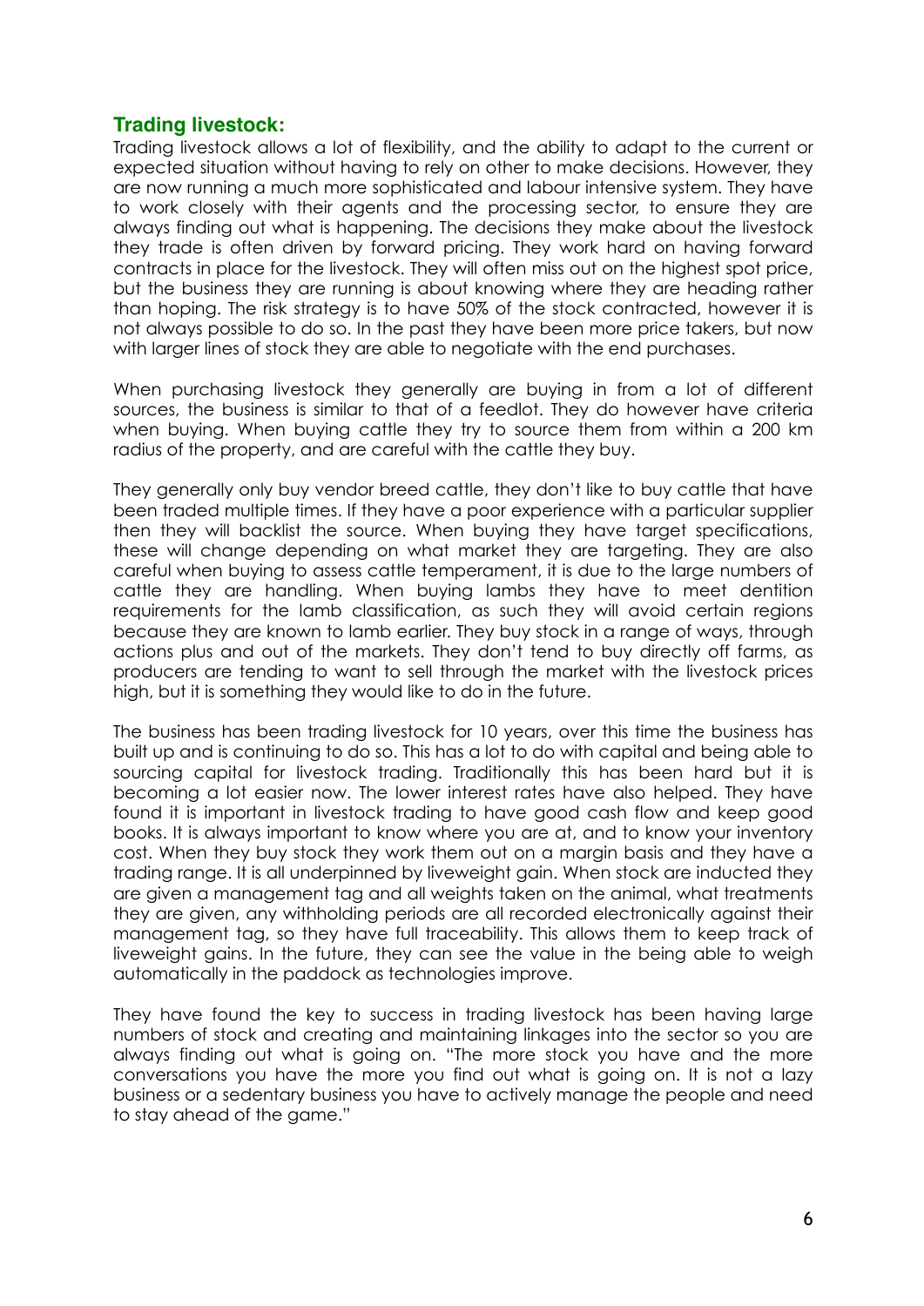## Trading livestock:

Trading livestock allows a lot of flexibility, and the ability to adapt to the current or expected situation without having to rely on other to make decisions. However, they are now running a much more sophisticated and labour intensive system. They have to work closely with their agents and the processing sector, to ensure they are always finding out what is happening. The decisions they make about the livestock they trade is often driven by forward pricing. They work hard on having forward contracts in place for the livestock. They will often miss out on the highest spot price, but the business they are running is about knowing where they are heading rather than hoping. The risk strategy is to have 50% of the stock contracted, however it is not always possible to do so. In the past they have been more price takers, but now with larger lines of stock they are able to negotiate with the end purchases.

When purchasing livestock they generally are buying in from a lot of different sources, the business is similar to that of a feedlot. They do however have criteria when buying. When buying cattle they try to source them from within a 200 km radius of the property, and are careful with the cattle they buy.

They generally only buy vendor breed cattle, they don't like to buy cattle that have been traded multiple times. If they have a poor experience with a particular supplier then they will backlist the source. When buying they have target specifications, these will change depending on what market they are targeting. They are also careful when buying to assess cattle temperament, it is due to the large numbers of cattle they are handling. When buying lambs they have to meet dentition requirements for the lamb classification, as such they will avoid certain regions because they are known to lamb earlier. They buy stock in a range of ways, through actions plus and out of the markets. They don't tend to buy directly off farms, as producers are tending to want to sell through the market with the livestock prices high, but it is something they would like to do in the future.

The business has been trading livestock for 10 years, over this time the business has built up and is continuing to do so. This has a lot to do with capital and being able to sourcing capital for livestock trading. Traditionally this has been hard but it is becoming a lot easier now. The lower interest rates have also helped. They have found it is important in livestock trading to have good cash flow and keep good books. It is always important to know where you are at, and to know your inventory cost. When they buy stock they work them out on a margin basis and they have a trading range. It is all underpinned by liveweight gain. When stock are inducted they are given a management tag and all weights taken on the animal, what treatments they are given, any withholding periods are all recorded electronically against their management tag, so they have full traceability. This allows them to keep track of liveweight gains. In the future, they can see the value in the being able to weigh automatically in the paddock as technologies improve.

They have found the key to success in trading livestock has been having large numbers of stock and creating and maintaining linkages into the sector so you are always finding out what is going on. "The more stock you have and the more conversations you have the more you find out what is going on. It is not a lazy business or a sedentary business you have to actively manage the people and need to stay ahead of the game."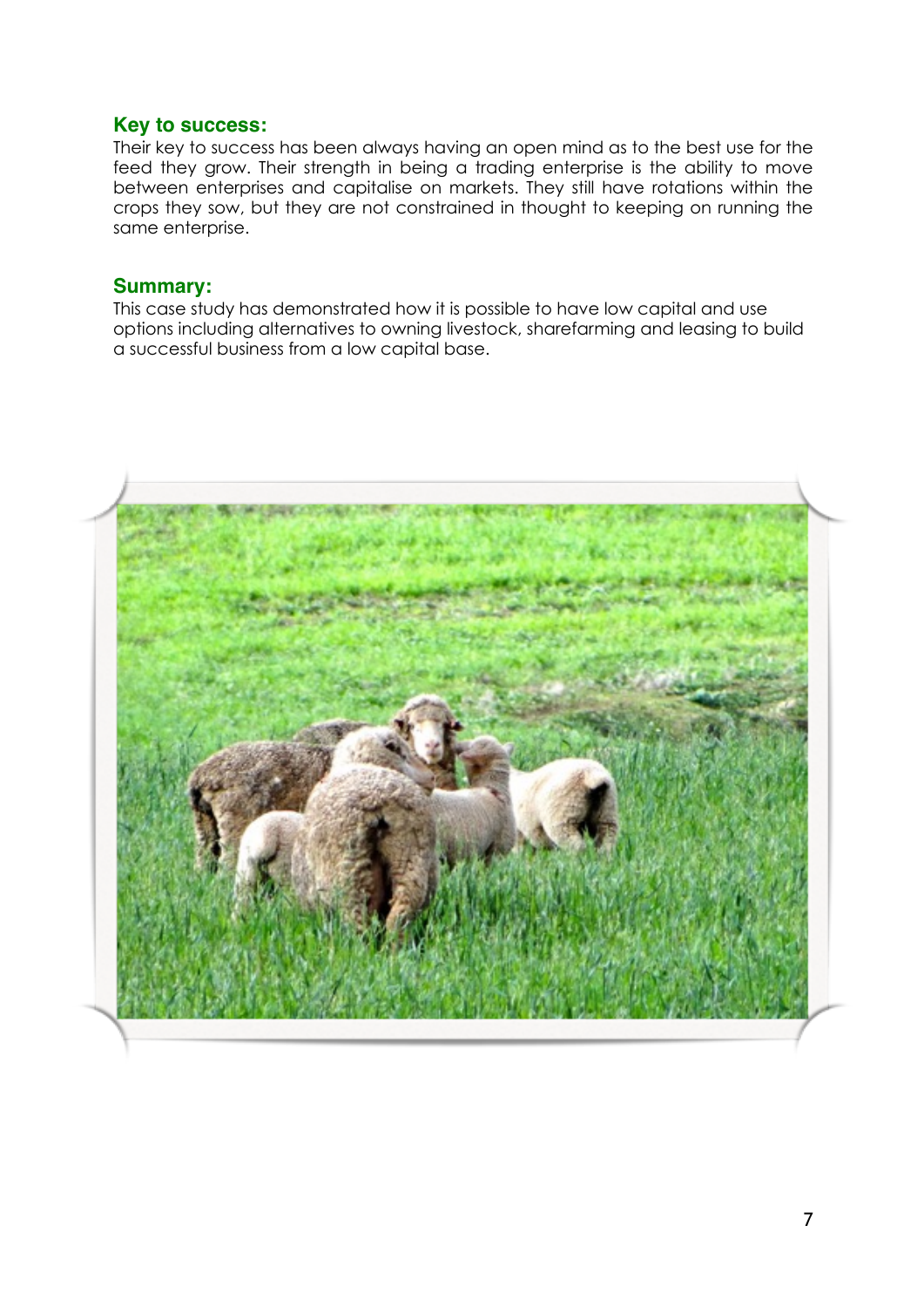### Key to success:

Their key to success has been always having an open mind as to the best use for the feed they grow. Their strength in being a trading enterprise is the ability to move between enterprises and capitalise on markets. They still have rotations within the crops they sow, but they are not constrained in thought to keeping on running the same enterprise.

### Summary:

This case study has demonstrated how it is possible to have low capital and use options including alternatives to owning livestock, sharefarming and leasing to build a successful business from a low capital base.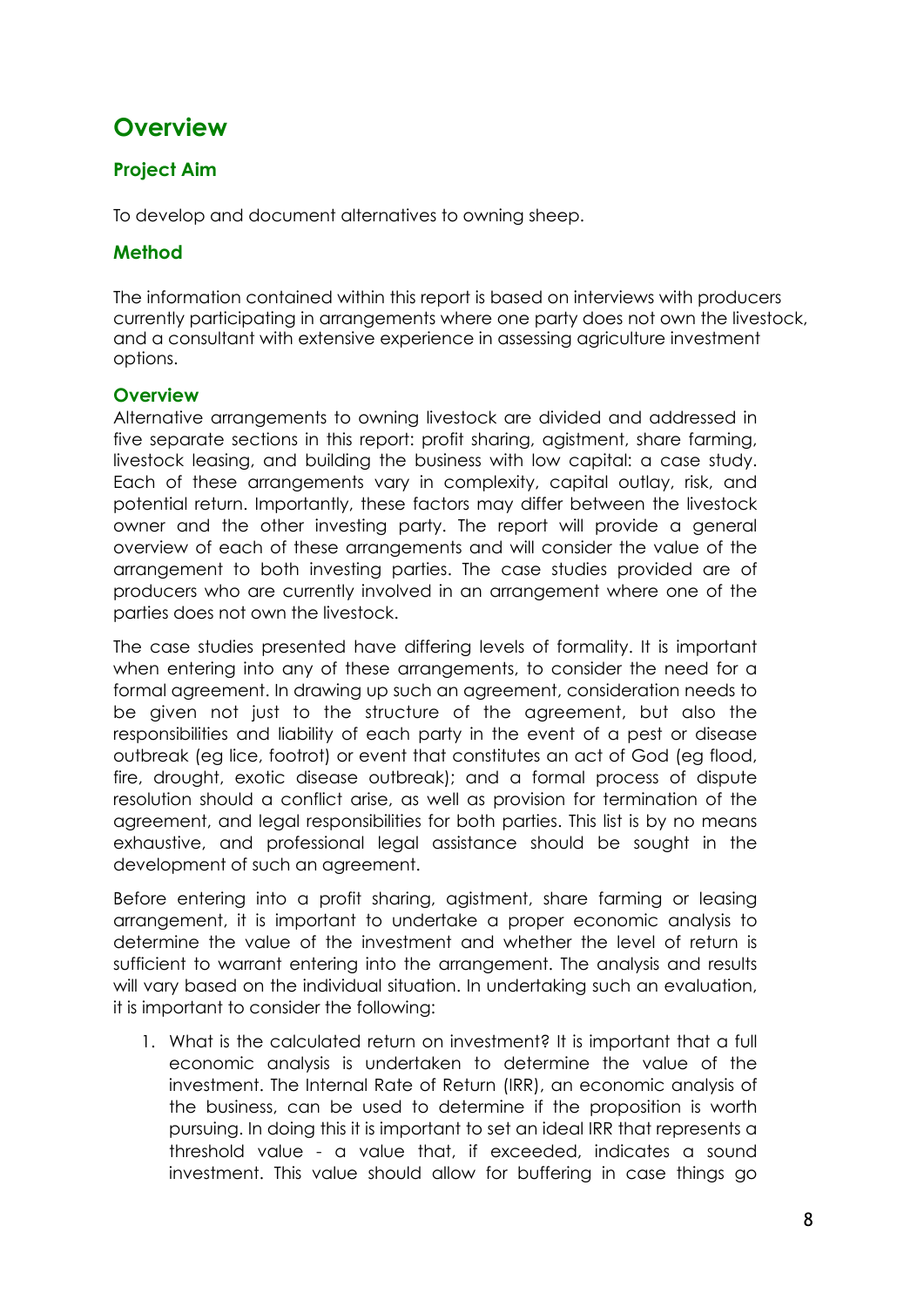# Overview

## Project Aim

To develop and document alternatives to owning sheep.

## Method

The information contained within this report is based on interviews with producers currently participating in arrangements where one party does not own the livestock, and a consultant with extensive experience in assessing agriculture investment options.

### Overview

Alternative arrangements to owning livestock are divided and addressed in five separate sections in this report: profit sharing, agistment, share farming, livestock leasing, and building the business with low capital: a case study. Each of these arrangements vary in complexity, capital outlay, risk, and potential return. Importantly, these factors may differ between the livestock owner and the other investing party. The report will provide a general overview of each of these arrangements and will consider the value of the arrangement to both investing parties. The case studies provided are of producers who are currently involved in an arrangement where one of the parties does not own the livestock.

The case studies presented have differing levels of formality. It is important when entering into any of these arrangements, to consider the need for a formal agreement. In drawing up such an agreement, consideration needs to be given not just to the structure of the agreement, but also the responsibilities and liability of each party in the event of a pest or disease outbreak (eg lice, footrot) or event that constitutes an act of God (eg flood, fire, drought, exotic disease outbreak); and a formal process of dispute resolution should a conflict arise, as well as provision for termination of the agreement, and legal responsibilities for both parties. This list is by no means exhaustive, and professional legal assistance should be sought in the development of such an agreement.

Before entering into a profit sharing, agistment, share farming or leasing arrangement, it is important to undertake a proper economic analysis to determine the value of the investment and whether the level of return is sufficient to warrant entering into the arrangement. The analysis and results will vary based on the individual situation. In undertaking such an evaluation, it is important to consider the following:

1. What is the calculated return on investment? It is important that a full economic analysis is undertaken to determine the value of the investment. The Internal Rate of Return (IRR), an economic analysis of the business, can be used to determine if the proposition is worth pursuing. In doing this it is important to set an ideal IRR that represents a threshold value - a value that, if exceeded, indicates a sound investment. This value should allow for buffering in case things go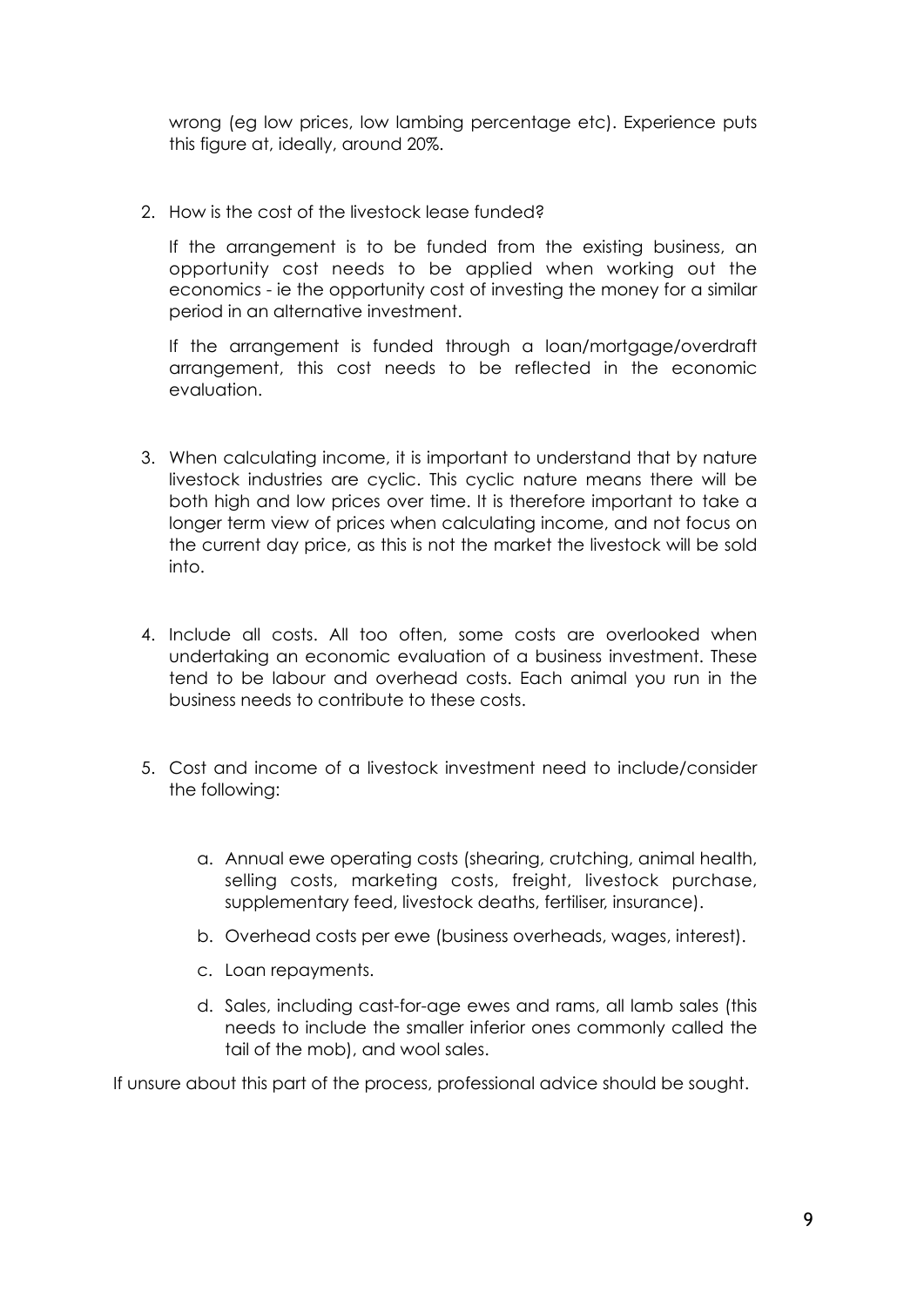wrong (eg low prices, low lambing percentage etc). Experience puts this figure at, ideally, around 20%.

2. How is the cost of the livestock lease funded?

   If the arrangement is to be funded from the existing business, an opportunity cost needs to be applied when working out the economics - ie the opportunity cost of investing the money for a similar period in an alternative investment.

   If the arrangement is funded through a loan/mortgage/overdraft arrangement, this cost needs to be reflected in the economic evaluation.

3. When calculating income, it is important to understand that by nature livestock industries are cyclic. This cyclic nature means there will be both high and low prices over time. It is therefore important to take a longer term view of prices when calculating income, and not focus on the current day price, as this is not the market the livestock will be sold into.

4. Include all costs. All too often, some costs are overlooked when undertaking an economic evaluation of a business investment. These tend to be labour and overhead costs. Each animal you run in the business needs to contribute to these costs.

5. Cost and income of a livestock investment need to include/consider the following:

   a. Annual ewe operating costs (shearing, crutching, animal health, selling costs, marketing costs, freight, livestock purchase, supplementary feed, livestock deaths, fertiliser, insurance).

   b. Overhead costs per ewe (business overheads, wages, interest).

   c. Loan repayments.

   d. Sales, including cast-for-age ewes and rams, all lamb sales (this needs to include the smaller inferior ones commonly called the tail of the mob), and wool sales.

If unsure about this part of the process, professional advice should be sought.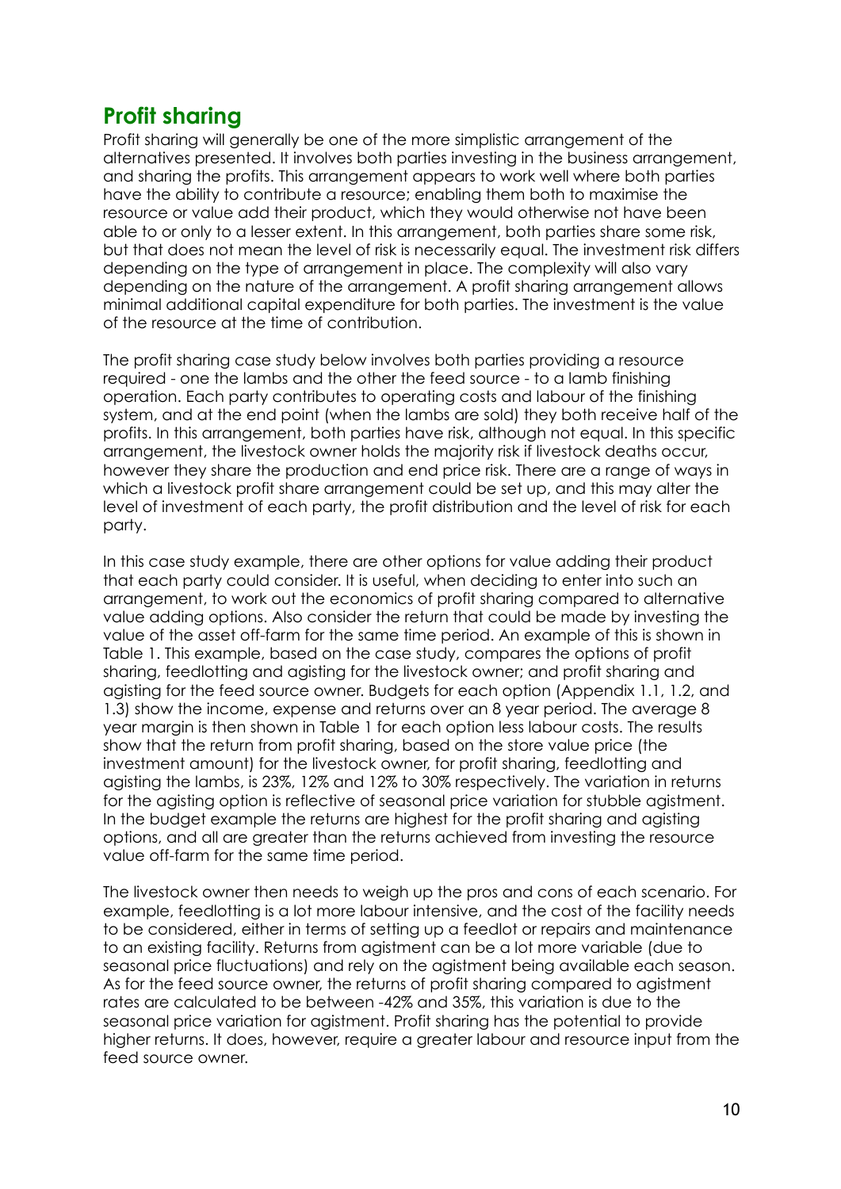## Profit sharing

Profit sharing will generally be one of the more simplistic arrangement of the alternatives presented. It involves both parties investing in the business arrangement, and sharing the profits. This arrangement appears to work well where both parties have the ability to contribute a resource; enabling them both to maximise the resource or value add their product, which they would otherwise not have been able to or only to a lesser extent. In this arrangement, both parties share some risk, but that does not mean the level of risk is necessarily equal. The investment risk differs depending on the type of arrangement in place. The complexity will also vary depending on the nature of the arrangement. A profit sharing arrangement allows minimal additional capital expenditure for both parties. The investment is the value of the resource at the time of contribution.

The profit sharing case study below involves both parties providing a resource required - one the lambs and the other the feed source - to a lamb finishing operation. Each party contributes to operating costs and labour of the finishing system, and at the end point (when the lambs are sold) they both receive half of the profits. In this arrangement, both parties have risk, although not equal. In this specific arrangement, the livestock owner holds the majority risk if livestock deaths occur, however they share the production and end price risk. There are a range of ways in which a livestock profit share arrangement could be set up, and this may alter the level of investment of each party, the profit distribution and the level of risk for each party.

In this case study example, there are other options for value adding their product that each party could consider. It is useful, when deciding to enter into such an arrangement, to work out the economics of profit sharing compared to alternative value adding options. Also consider the return that could be made by investing the value of the asset off-farm for the same time period. An example of this is shown in Table 1. This example, based on the case study, compares the options of profit sharing, feedlotting and agisting for the livestock owner; and profit sharing and agisting for the feed source owner. Budgets for each option (Appendix 1.1, 1.2, and 1.3) show the income, expense and returns over an 8 year period. The average 8 year margin is then shown in Table 1 for each option less labour costs. The results show that the return from profit sharing, based on the store value price (the investment amount) for the livestock owner, for profit sharing, feedlotting and agisting the lambs, is 23%, 12% and 12% to 30% respectively. The variation in returns for the agisting option is reflective of seasonal price variation for stubble agistment. In the budget example the returns are highest for the profit sharing and agisting options, and all are greater than the returns achieved from investing the resource value off-farm for the same time period.

The livestock owner then needs to weigh up the pros and cons of each scenario. For example, feedlotting is a lot more labour intensive, and the cost of the facility needs to be considered, either in terms of setting up a feedlot or repairs and maintenance to an existing facility. Returns from agistment can be a lot more variable (due to seasonal price fluctuations) and rely on the agistment being available each season. As for the feed source owner, the returns of profit sharing compared to agistment rates are calculated to be between -42% and 35%, this variation is due to the seasonal price variation for agistment. Profit sharing has the potential to provide higher returns. It does, however, require a greater labour and resource input from the feed source owner.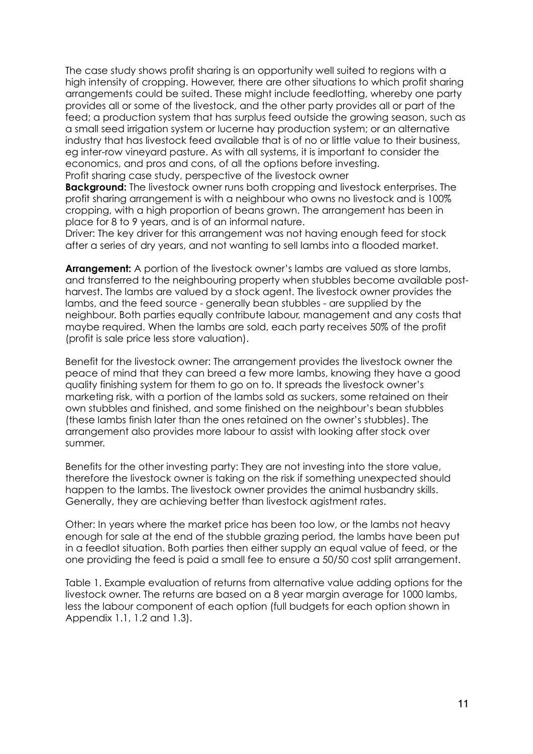The case study shows profit sharing is an opportunity well suited to regions with a high intensity of cropping. However, there are other situations to which profit sharing arrangements could be suited. These might include feedlotting, whereby one party provides all or some of the livestock, and the other party provides all or part of the feed; a production system that has surplus feed outside the growing season, such as a small seed irrigation system or lucerne hay production system; or an alternative industry that has livestock feed available that is of no or little value to their business, eg inter-row vineyard pasture. As with all systems, it is important to consider the economics, and pros and cons, of all the options before investing.

Profit sharing case study, perspective of the livestock owner

**Background:** The livestock owner runs both cropping and livestock enterprises. The profit sharing arrangement is with a neighbour who owns no livestock and is 100% cropping, with a high proportion of beans grown. The arrangement has been in place for 8 to 9 years, and is of an informal nature.

Driver: The key driver for this arrangement was not having enough feed for stock after a series of dry years, and not wanting to sell lambs into a flooded market.

**Arrangement:** A portion of the livestock owner's lambs are valued as store lambs, and transferred to the neighbouring property when stubbles become available post-harvest. The lambs are valued by a stock agent. The livestock owner provides the lambs, and the feed source - generally bean stubbles - are supplied by the neighbour. Both parties equally contribute labour, management and any costs that maybe required. When the lambs are sold, each party receives 50% of the profit (profit is sale price less store valuation).

Benefit for the livestock owner: The arrangement provides the livestock owner the peace of mind that they can breed a few more lambs, knowing they have a good quality finishing system for them to go on to. It spreads the livestock owner's marketing risk, with a portion of the lambs sold as suckers, some retained on their own stubbles and finished, and some finished on the neighbour's bean stubbles (these lambs finish later than the ones retained on the owner's stubbles). The arrangement also provides more labour to assist with looking after stock over summer.

Benefits for the other investing party: They are not investing into the store value, therefore the livestock owner is taking on the risk if something unexpected should happen to the lambs. The livestock owner provides the animal husbandry skills. Generally, they are achieving better than livestock agistment rates.

Other: In years where the market price has been too low, or the lambs not heavy enough for sale at the end of the stubble grazing period, the lambs have been put in a feedlot situation. Both parties then either supply an equal value of feed, or the one providing the feed is paid a small fee to ensure a 50/50 cost split arrangement.

Table 1. Example evaluation of returns from alternative value adding options for the livestock owner. The returns are based on a 8 year margin average for 1000 lambs, less the labour component of each option (full budgets for each option shown in Appendix 1.1, 1.2 and 1.3).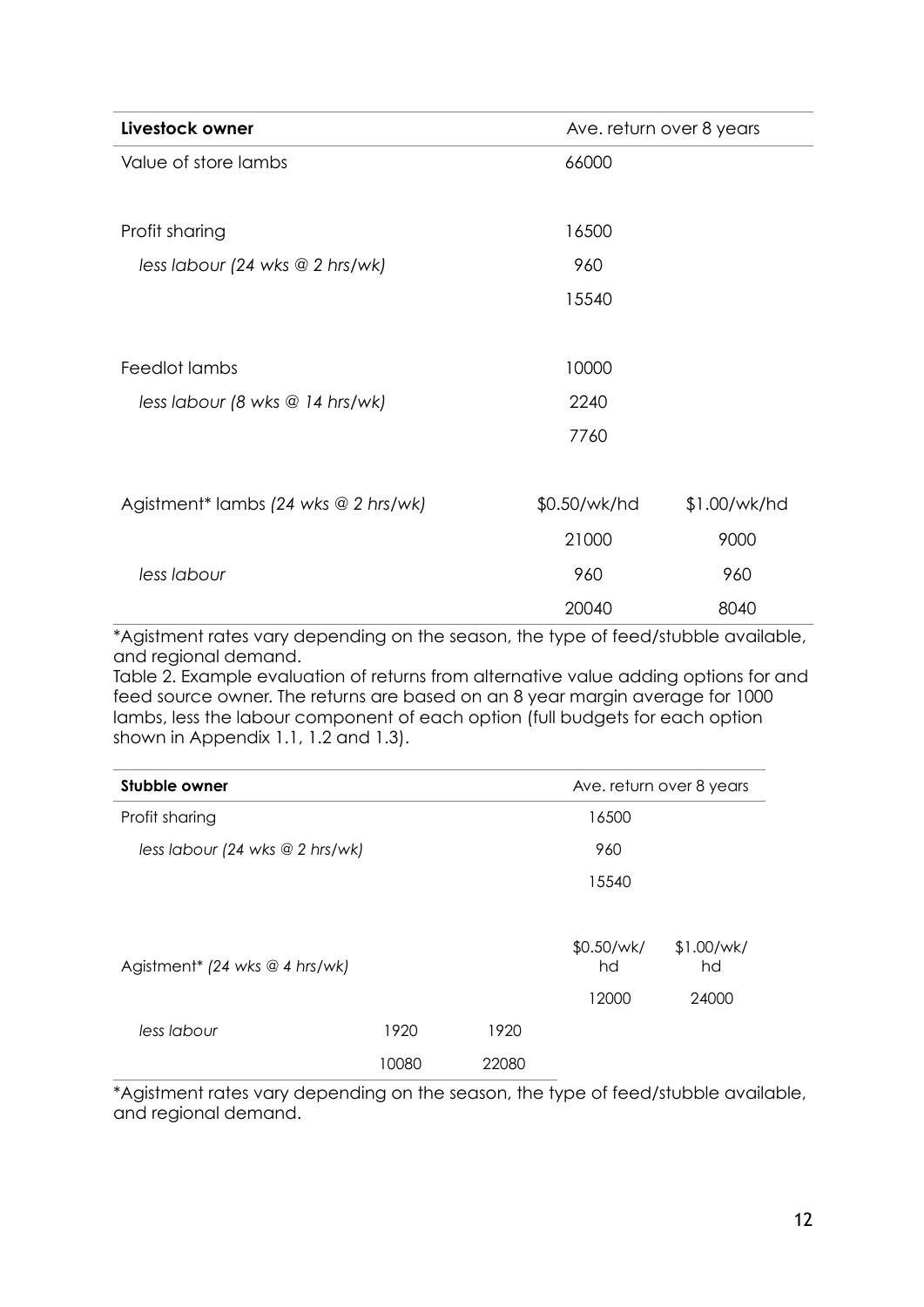| Livestock owner | Ave. return over 8 years | |
|---|---|---|
| Value of store lambs | 66000 | |
| | | |
| Profit sharing | 16500 | |
| *less labour (24 wks @ 2 hrs/wk)* | 960 | |
| | 15540 | |
| | | |
| Feedlot lambs | 10000 | |
| *less labour (8 wks @ 14 hrs/wk)* | 2240 | |
| | 7760 | |
| | | |
| Agistment* lambs *(24 wks @ 2 hrs/wk)* | $0.50/wk/hd | $1.00/wk/hd |
| | 21000 | 9000 |
| *less labour* | 960 | 960 |
| | 20040 | 8040 |

*Agistment rates vary depending on the season, the type of feed/stubble available, and regional demand.

Table 2. Example evaluation of returns from alternative value adding options for and feed source owner. The returns are based on an 8 year margin average for 1000 lambs, less the labour component of each option (full budgets for each option shown in Appendix 1.1, 1.2 and 1.3).

| Stubble owner | | | Ave. return over 8 years | |
|---|---|---|---|---|
| Profit sharing | | | 16500 | |
| *less labour (24 wks @ 2 hrs/wk)* | | | 960 | |
| | | | 15540 | |
| | | | | |
| Agistment* *(24 wks @ 4 hrs/wk)* | | | $0.50/wk/hd | $1.00/wk/hd |
| | | | 12000 | 24000 |
| *less labour* | 1920 | 1920 | | |
| | 10080 | 22080 | | |

*Agistment rates vary depending on the season, the type of feed/stubble available, and regional demand.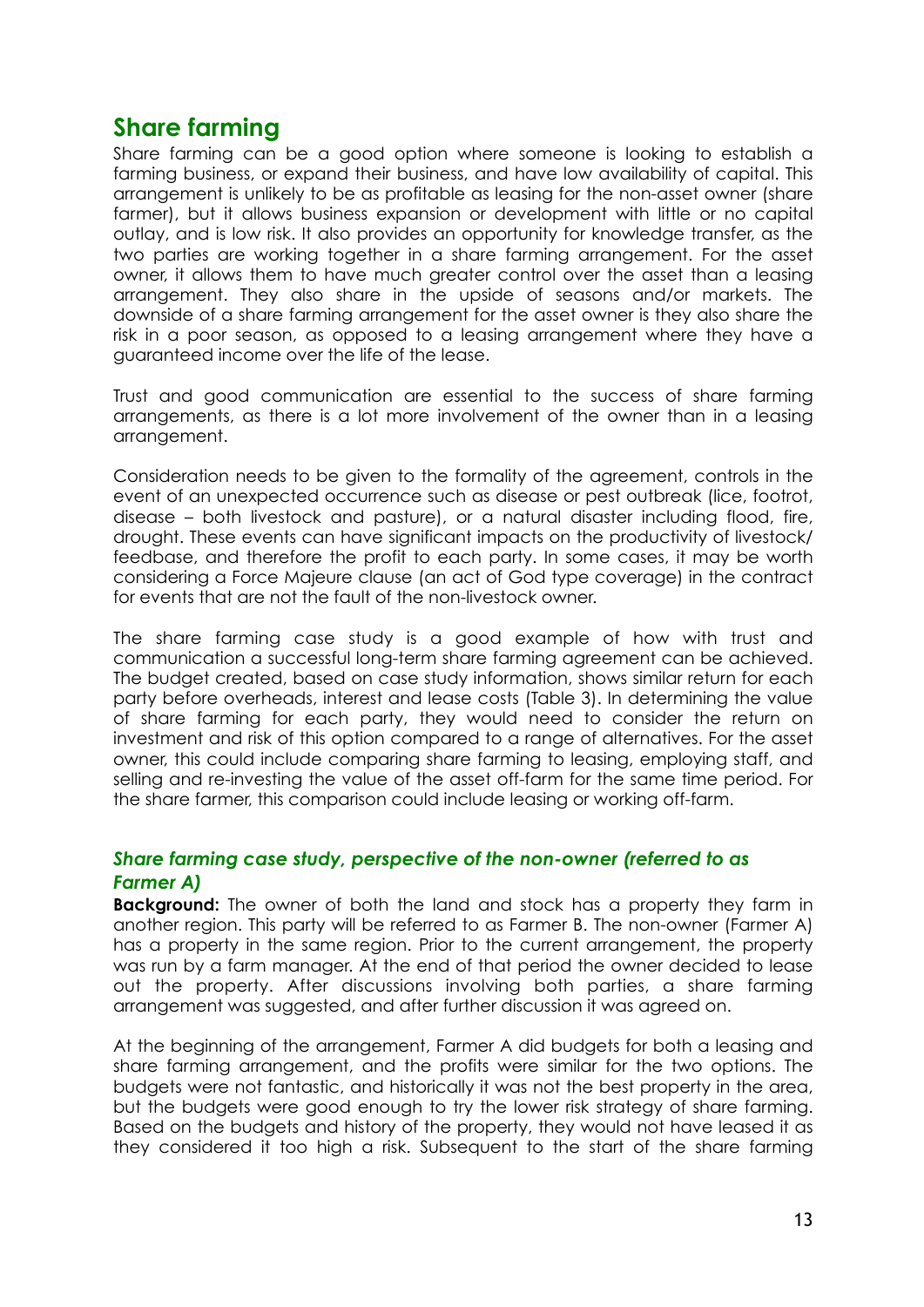## Share farming

Share farming can be a good option where someone is looking to establish a farming business, or expand their business, and have low availability of capital. This arrangement is unlikely to be as profitable as leasing for the non-asset owner (share farmer), but it allows business expansion or development with little or no capital outlay, and is low risk. It also provides an opportunity for knowledge transfer, as the two parties are working together in a share farming arrangement. For the asset owner, it allows them to have much greater control over the asset than a leasing arrangement. They also share in the upside of seasons and/or markets. The downside of a share farming arrangement for the asset owner is they also share the risk in a poor season, as opposed to a leasing arrangement where they have a guaranteed income over the life of the lease.

Trust and good communication are essential to the success of share farming arrangements, as there is a lot more involvement of the owner than in a leasing arrangement.

Consideration needs to be given to the formality of the agreement, controls in the event of an unexpected occurrence such as disease or pest outbreak (lice, footrot, disease – both livestock and pasture), or a natural disaster including flood, fire, drought. These events can have significant impacts on the productivity of livestock/ feedbase, and therefore the profit to each party. In some cases, it may be worth considering a Force Majeure clause (an act of God type coverage) in the contract for events that are not the fault of the non-livestock owner.

The share farming case study is a good example of how with trust and communication a successful long-term share farming agreement can be achieved. The budget created, based on case study information, shows similar return for each party before overheads, interest and lease costs (Table 3). In determining the value of share farming for each party, they would need to consider the return on investment and risk of this option compared to a range of alternatives. For the asset owner, this could include comparing share farming to leasing, employing staff, and selling and re-investing the value of the asset off-farm for the same time period. For the share farmer, this comparison could include leasing or working off-farm.

### *Share farming case study, perspective of the non-owner (referred to as Farmer A)*

**Background:** The owner of both the land and stock has a property they farm in another region. This party will be referred to as Farmer B. The non-owner (Farmer A) has a property in the same region. Prior to the current arrangement, the property was run by a farm manager. At the end of that period the owner decided to lease out the property. After discussions involving both parties, a share farming arrangement was suggested, and after further discussion it was agreed on.

At the beginning of the arrangement, Farmer A did budgets for both a leasing and share farming arrangement, and the profits were similar for the two options. The budgets were not fantastic, and historically it was not the best property in the area, but the budgets were good enough to try the lower risk strategy of share farming. Based on the budgets and history of the property, they would not have leased it as they considered it too high a risk. Subsequent to the start of the share farming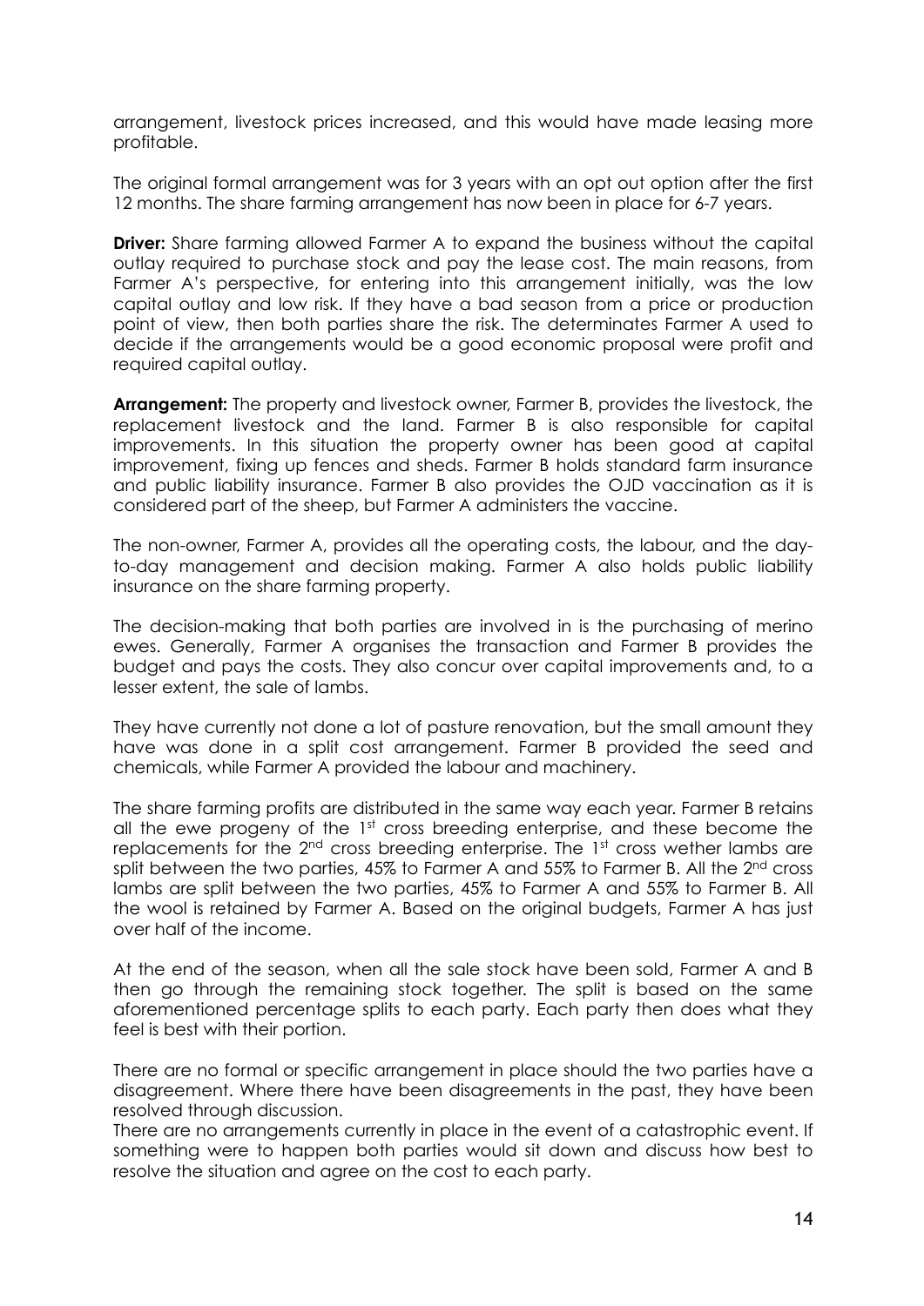arrangement, livestock prices increased, and this would have made leasing more profitable.

The original formal arrangement was for 3 years with an opt out option after the first 12 months. The share farming arrangement has now been in place for 6-7 years.

**Driver:** Share farming allowed Farmer A to expand the business without the capital outlay required to purchase stock and pay the lease cost. The main reasons, from Farmer A's perspective, for entering into this arrangement initially, was the low capital outlay and low risk. If they have a bad season from a price or production point of view, then both parties share the risk. The determinates Farmer A used to decide if the arrangements would be a good economic proposal were profit and required capital outlay.

**Arrangement:** The property and livestock owner, Farmer B, provides the livestock, the replacement livestock and the land. Farmer B is also responsible for capital improvements. In this situation the property owner has been good at capital improvement, fixing up fences and sheds. Farmer B holds standard farm insurance and public liability insurance. Farmer B also provides the OJD vaccination as it is considered part of the sheep, but Farmer A administers the vaccine.

The non-owner, Farmer A, provides all the operating costs, the labour, and the day-to-day management and decision making. Farmer A also holds public liability insurance on the share farming property.

The decision-making that both parties are involved in is the purchasing of merino ewes. Generally, Farmer A organises the transaction and Farmer B provides the budget and pays the costs. They also concur over capital improvements and, to a lesser extent, the sale of lambs.

They have currently not done a lot of pasture renovation, but the small amount they have was done in a split cost arrangement. Farmer B provided the seed and chemicals, while Farmer A provided the labour and machinery.

The share farming profits are distributed in the same way each year. Farmer B retains all the ewe progeny of the 1st cross breeding enterprise, and these become the replacements for the 2nd cross breeding enterprise. The 1st cross wether lambs are split between the two parties, 45% to Farmer A and 55% to Farmer B. All the 2nd cross lambs are split between the two parties, 45% to Farmer A and 55% to Farmer B. All the wool is retained by Farmer A. Based on the original budgets, Farmer A has just over half of the income.

At the end of the season, when all the sale stock have been sold, Farmer A and B then go through the remaining stock together. The split is based on the same aforementioned percentage splits to each party. Each party then does what they feel is best with their portion.

There are no formal or specific arrangement in place should the two parties have a disagreement. Where there have been disagreements in the past, they have been resolved through discussion.

There are no arrangements currently in place in the event of a catastrophic event. If something were to happen both parties would sit down and discuss how best to resolve the situation and agree on the cost to each party.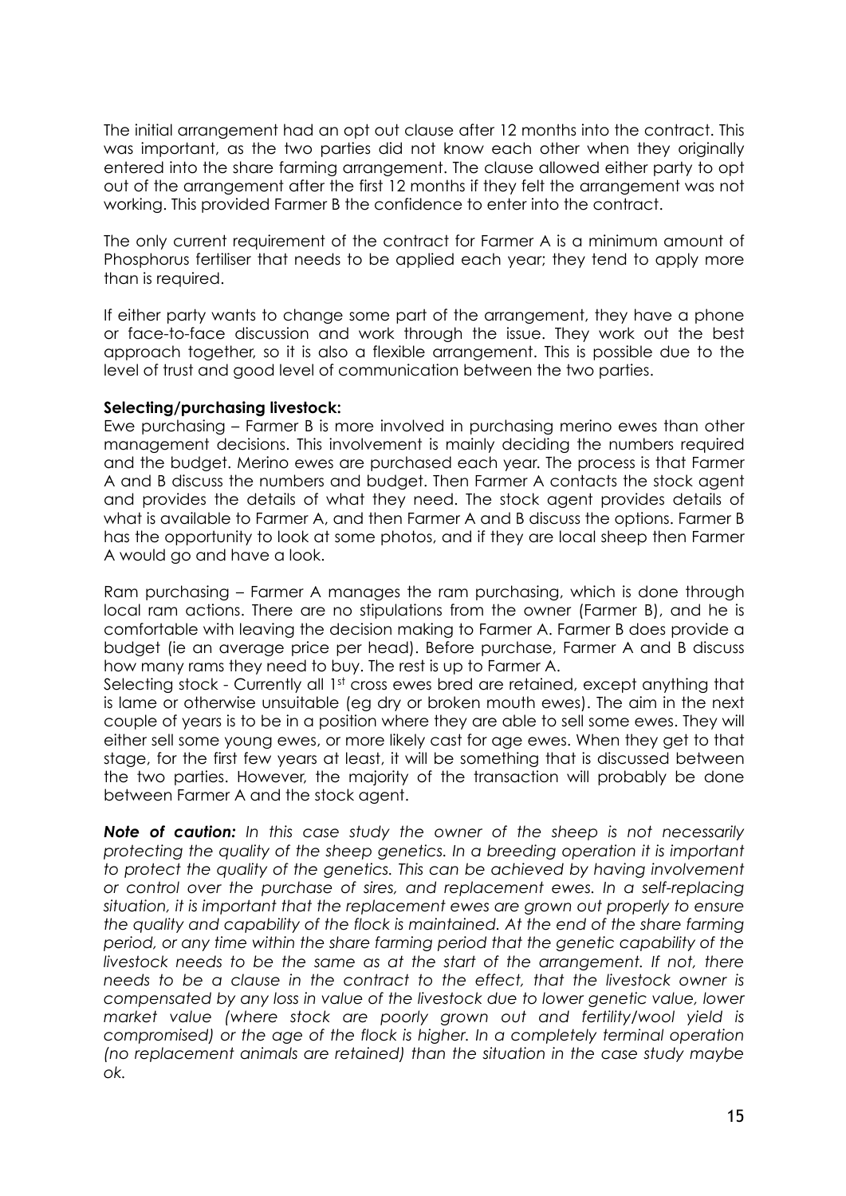The initial arrangement had an opt out clause after 12 months into the contract. This was important, as the two parties did not know each other when they originally entered into the share farming arrangement. The clause allowed either party to opt out of the arrangement after the first 12 months if they felt the arrangement was not working. This provided Farmer B the confidence to enter into the contract.

The only current requirement of the contract for Farmer A is a minimum amount of Phosphorus fertiliser that needs to be applied each year; they tend to apply more than is required.

If either party wants to change some part of the arrangement, they have a phone or face-to-face discussion and work through the issue. They work out the best approach together, so it is also a flexible arrangement. This is possible due to the level of trust and good level of communication between the two parties.

**Selecting/purchasing livestock:**

Ewe purchasing – Farmer B is more involved in purchasing merino ewes than other management decisions. This involvement is mainly deciding the numbers required and the budget. Merino ewes are purchased each year. The process is that Farmer A and B discuss the numbers and budget. Then Farmer A contacts the stock agent and provides the details of what they need. The stock agent provides details of what is available to Farmer A, and then Farmer A and B discuss the options. Farmer B has the opportunity to look at some photos, and if they are local sheep then Farmer A would go and have a look.

Ram purchasing – Farmer A manages the ram purchasing, which is done through local ram actions. There are no stipulations from the owner (Farmer B), and he is comfortable with leaving the decision making to Farmer A. Farmer B does provide a budget (ie an average price per head). Before purchase, Farmer A and B discuss how many rams they need to buy. The rest is up to Farmer A.

Selecting stock - Currently all 1st cross ewes bred are retained, except anything that is lame or otherwise unsuitable (eg dry or broken mouth ewes). The aim in the next couple of years is to be in a position where they are able to sell some ewes. They will either sell some young ewes, or more likely cast for age ewes. When they get to that stage, for the first few years at least, it will be something that is discussed between the two parties. However, the majority of the transaction will probably be done between Farmer A and the stock agent.

***Note of caution:*** *In this case study the owner of the sheep is not necessarily protecting the quality of the sheep genetics. In a breeding operation it is important to protect the quality of the genetics. This can be achieved by having involvement or control over the purchase of sires, and replacement ewes. In a self-replacing situation, it is important that the replacement ewes are grown out properly to ensure the quality and capability of the flock is maintained. At the end of the share farming period, or any time within the share farming period that the genetic capability of the livestock needs to be the same as at the start of the arrangement. If not, there needs to be a clause in the contract to the effect, that the livestock owner is compensated by any loss in value of the livestock due to lower genetic value, lower market value (where stock are poorly grown out and fertility/wool yield is compromised) or the age of the flock is higher. In a completely terminal operation (no replacement animals are retained) than the situation in the case study maybe ok.*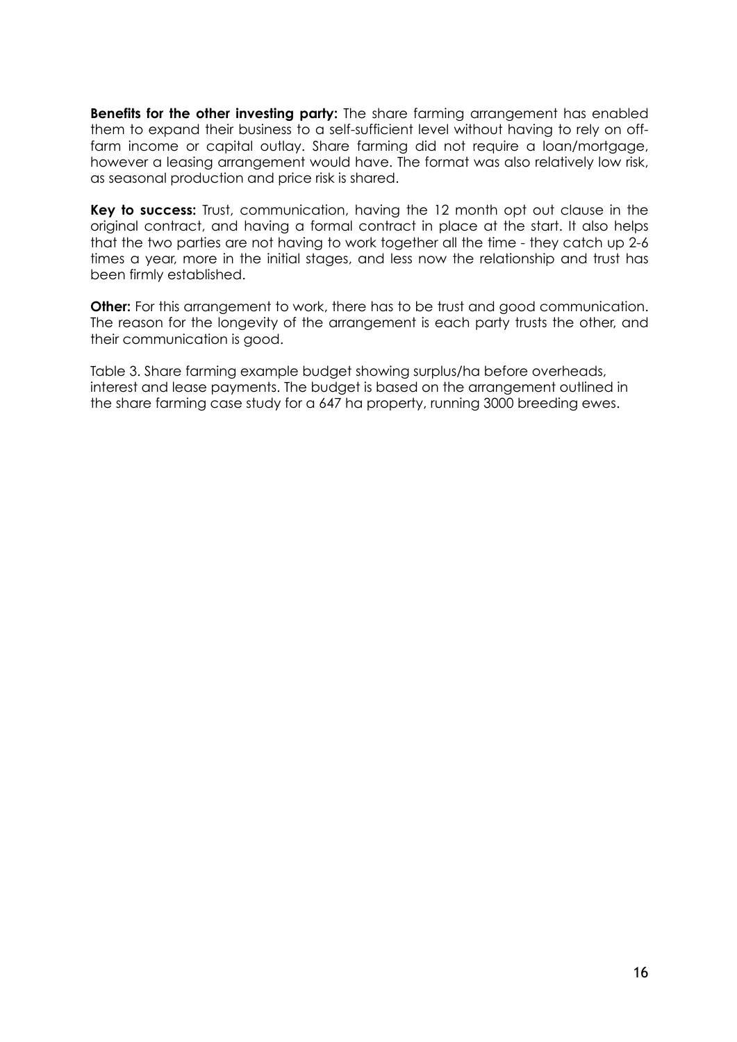**Benefits for the other investing party:** The share farming arrangement has enabled them to expand their business to a self-sufficient level without having to rely on off-farm income or capital outlay. Share farming did not require a loan/mortgage, however a leasing arrangement would have. The format was also relatively low risk, as seasonal production and price risk is shared.

**Key to success:** Trust, communication, having the 12 month opt out clause in the original contract, and having a formal contract in place at the start. It also helps that the two parties are not having to work together all the time - they catch up 2-6 times a year, more in the initial stages, and less now the relationship and trust has been firmly established.

**Other:** For this arrangement to work, there has to be trust and good communication. The reason for the longevity of the arrangement is each party trusts the other, and their communication is good.

Table 3. Share farming example budget showing surplus/ha before overheads, interest and lease payments. The budget is based on the arrangement outlined in the share farming case study for a 647 ha property, running 3000 breeding ewes.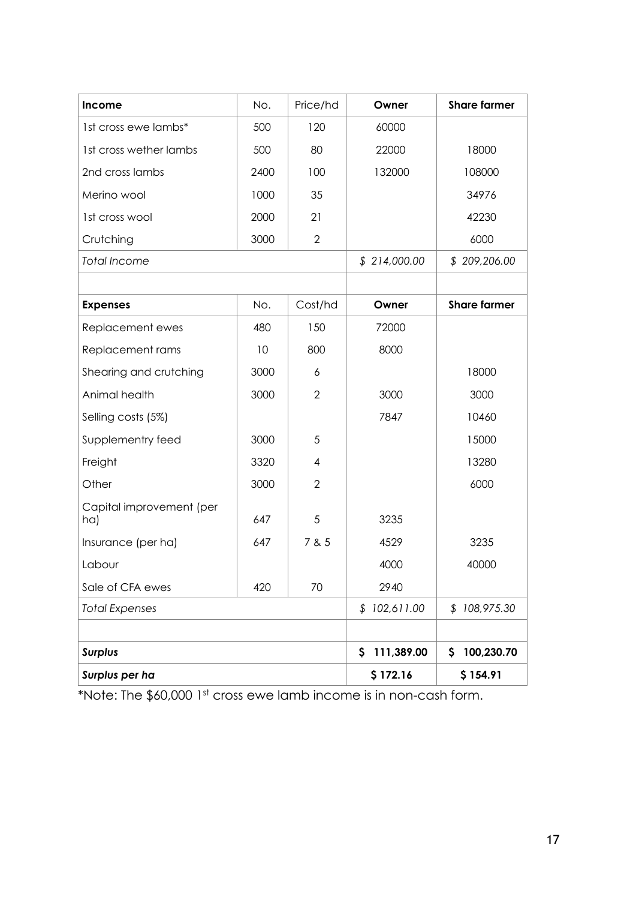| Income | No. | Price/hd | Owner | Share farmer |
|---|---|---|---|---|
| 1st cross ewe lambs* | 500 | 120 | 60000 | |
| 1st cross wether lambs | 500 | 80 | 22000 | 18000 |
| 2nd cross lambs | 2400 | 100 | 132000 | 108000 |
| Merino wool | 1000 | 35 | | 34976 |
| 1st cross wool | 2000 | 21 | | 42230 |
| Crutching | 3000 | 2 | | 6000 |
| *Total Income* | | | *$ 214,000.00* | *$ 209,206.00* |
| | | | | |
| **Expenses** | No. | Cost/hd | **Owner** | **Share farmer** |
| Replacement ewes | 480 | 150 | 72000 | |
| Replacement rams | 10 | 800 | 8000 | |
| Shearing and crutching | 3000 | 6 | | 18000 |
| Animal health | 3000 | 2 | 3000 | 3000 |
| Selling costs (5%) | | | 7847 | 10460 |
| Supplementry feed | 3000 | 5 | | 15000 |
| Freight | 3320 | 4 | | 13280 |
| Other | 3000 | 2 | | 6000 |
| Capital improvement (per ha) | 647 | 5 | 3235 | |
| Insurance (per ha) | 647 | 7 & 5 | 4529 | 3235 |
| Labour | | | 4000 | 40000 |
| Sale of CFA ewes | 420 | 70 | 2940 | |
| *Total Expenses* | | | *$ 102,611.00* | *$ 108,975.30* |
| | | | | |
| ***Surplus*** | | | **$ 111,389.00** | **$ 100,230.70** |
| ***Surplus per ha*** | | | **$ 172.16** | **$ 154.91** |

*Note: The $60,000 1st cross ewe lamb income is in non-cash form.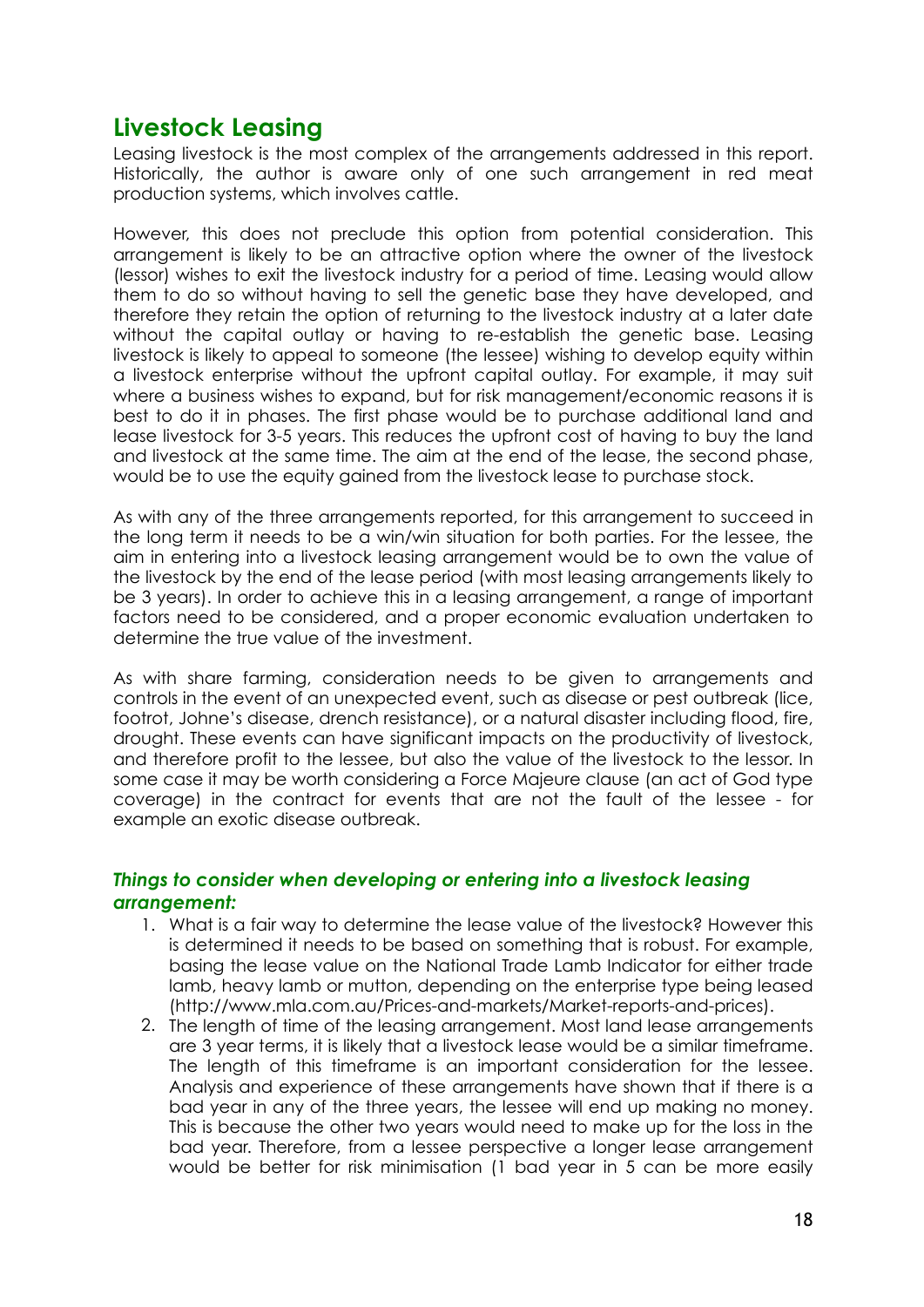## Livestock Leasing

Leasing livestock is the most complex of the arrangements addressed in this report. Historically, the author is aware only of one such arrangement in red meat production systems, which involves cattle.

However, this does not preclude this option from potential consideration. This arrangement is likely to be an attractive option where the owner of the livestock (lessor) wishes to exit the livestock industry for a period of time. Leasing would allow them to do so without having to sell the genetic base they have developed, and therefore they retain the option of returning to the livestock industry at a later date without the capital outlay or having to re-establish the genetic base. Leasing livestock is likely to appeal to someone (the lessee) wishing to develop equity within a livestock enterprise without the upfront capital outlay. For example, it may suit where a business wishes to expand, but for risk management/economic reasons it is best to do it in phases. The first phase would be to purchase additional land and lease livestock for 3-5 years. This reduces the upfront cost of having to buy the land and livestock at the same time. The aim at the end of the lease, the second phase, would be to use the equity gained from the livestock lease to purchase stock.

As with any of the three arrangements reported, for this arrangement to succeed in the long term it needs to be a win/win situation for both parties. For the lessee, the aim in entering into a livestock leasing arrangement would be to own the value of the livestock by the end of the lease period (with most leasing arrangements likely to be 3 years). In order to achieve this in a leasing arrangement, a range of important factors need to be considered, and a proper economic evaluation undertaken to determine the true value of the investment.

As with share farming, consideration needs to be given to arrangements and controls in the event of an unexpected event, such as disease or pest outbreak (lice, footrot, Johne's disease, drench resistance), or a natural disaster including flood, fire, drought. These events can have significant impacts on the productivity of livestock, and therefore profit to the lessee, but also the value of the livestock to the lessor. In some case it may be worth considering a Force Majeure clause (an act of God type coverage) in the contract for events that are not the fault of the lessee - for example an exotic disease outbreak.

### *Things to consider when developing or entering into a livestock leasing arrangement:*

1. What is a fair way to determine the lease value of the livestock? However this is determined it needs to be based on something that is robust. For example, basing the lease value on the National Trade Lamb Indicator for either trade lamb, heavy lamb or mutton, depending on the enterprise type being leased (http://www.mla.com.au/Prices-and-markets/Market-reports-and-prices).
2. The length of time of the leasing arrangement. Most land lease arrangements are 3 year terms, it is likely that a livestock lease would be a similar timeframe. The length of this timeframe is an important consideration for the lessee. Analysis and experience of these arrangements have shown that if there is a bad year in any of the three years, the lessee will end up making no money. This is because the other two years would need to make up for the loss in the bad year. Therefore, from a lessee perspective a longer lease arrangement would be better for risk minimisation (1 bad year in 5 can be more easily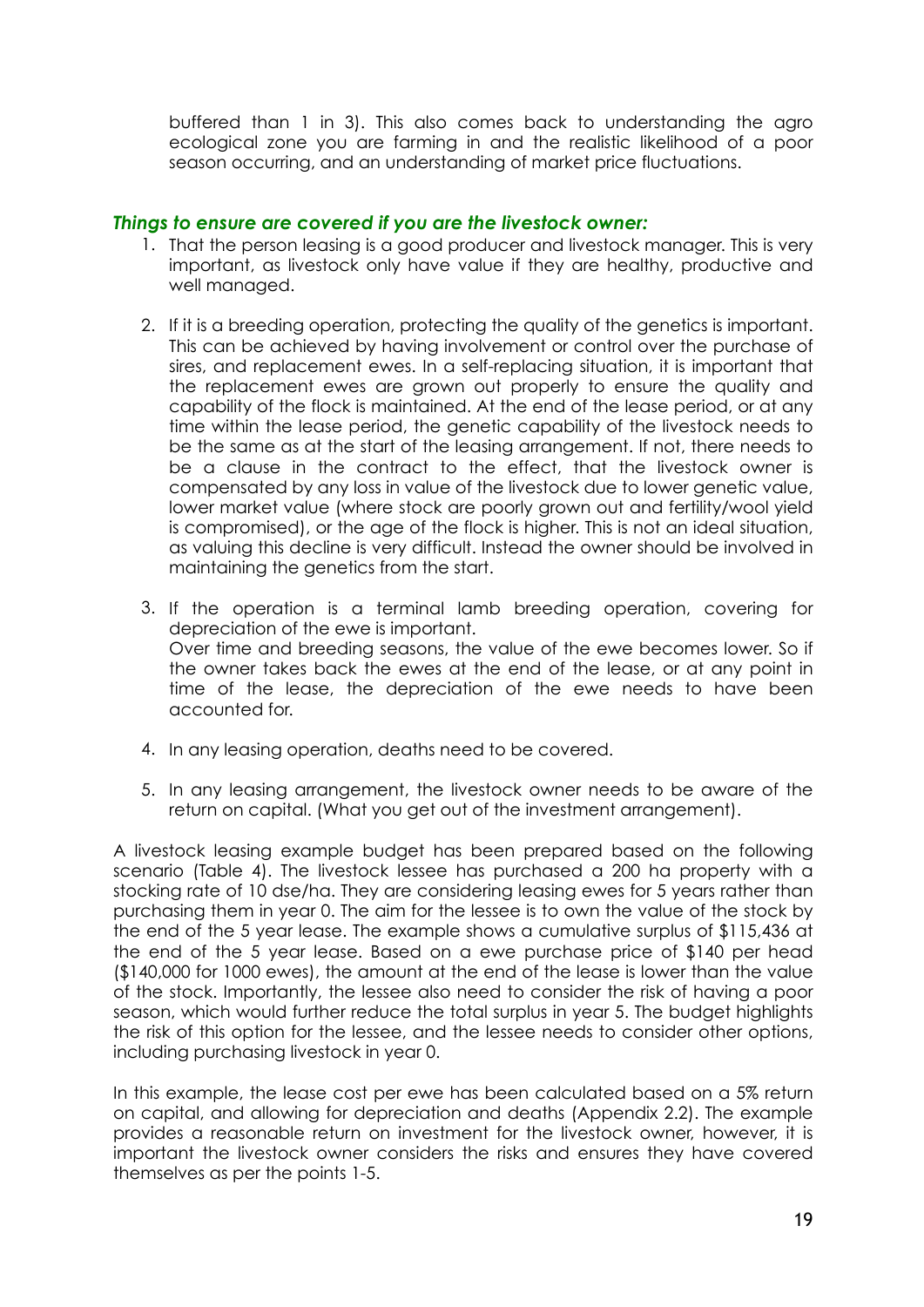buffered than 1 in 3). This also comes back to understanding the agro ecological zone you are farming in and the realistic likelihood of a poor season occurring, and an understanding of market price fluctuations.

### *Things to ensure are covered if you are the livestock owner:*

1. That the person leasing is a good producer and livestock manager. This is very important, as livestock only have value if they are healthy, productive and well managed.

2. If it is a breeding operation, protecting the quality of the genetics is important. This can be achieved by having involvement or control over the purchase of sires, and replacement ewes. In a self-replacing situation, it is important that the replacement ewes are grown out properly to ensure the quality and capability of the flock is maintained. At the end of the lease period, or at any time within the lease period, the genetic capability of the livestock needs to be the same as at the start of the leasing arrangement. If not, there needs to be a clause in the contract to the effect, that the livestock owner is compensated by any loss in value of the livestock due to lower genetic value, lower market value (where stock are poorly grown out and fertility/wool yield is compromised), or the age of the flock is higher. This is not an ideal situation, as valuing this decline is very difficult. Instead the owner should be involved in maintaining the genetics from the start.

3. If the operation is a terminal lamb breeding operation, covering for depreciation of the ewe is important.
   Over time and breeding seasons, the value of the ewe becomes lower. So if the owner takes back the ewes at the end of the lease, or at any point in time of the lease, the depreciation of the ewe needs to have been accounted for.

4. In any leasing operation, deaths need to be covered.

5. In any leasing arrangement, the livestock owner needs to be aware of the return on capital. (What you get out of the investment arrangement).

A livestock leasing example budget has been prepared based on the following scenario (Table 4). The livestock lessee has purchased a 200 ha property with a stocking rate of 10 dse/ha. They are considering leasing ewes for 5 years rather than purchasing them in year 0. The aim for the lessee is to own the value of the stock by the end of the 5 year lease. The example shows a cumulative surplus of $115,436 at the end of the 5 year lease. Based on a ewe purchase price of $140 per head ($140,000 for 1000 ewes), the amount at the end of the lease is lower than the value of the stock. Importantly, the lessee also need to consider the risk of having a poor season, which would further reduce the total surplus in year 5. The budget highlights the risk of this option for the lessee, and the lessee needs to consider other options, including purchasing livestock in year 0.

In this example, the lease cost per ewe has been calculated based on a 5% return on capital, and allowing for depreciation and deaths (Appendix 2.2). The example provides a reasonable return on investment for the livestock owner, however, it is important the livestock owner considers the risks and ensures they have covered themselves as per the points 1-5.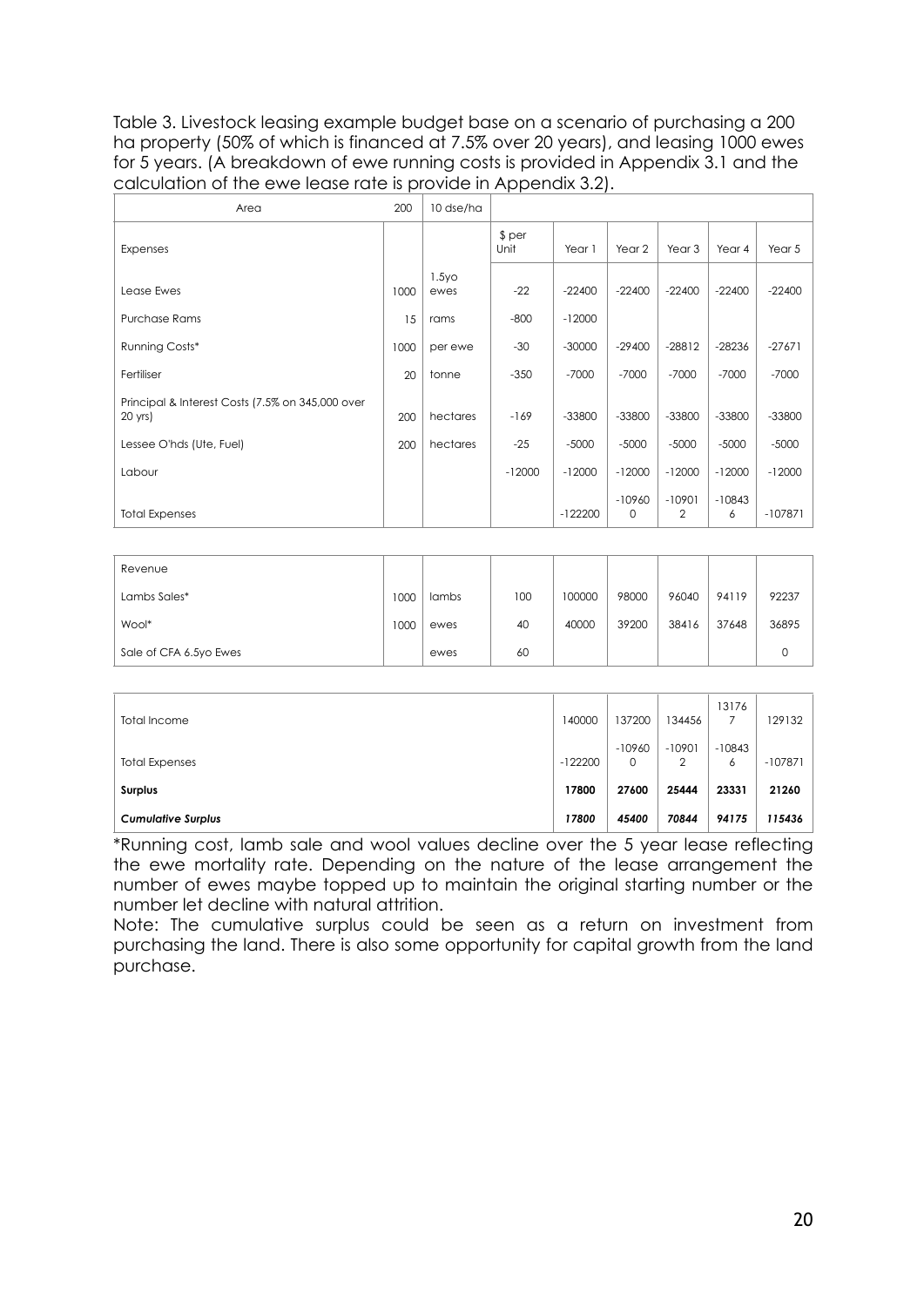Table 3. Livestock leasing example budget base on a scenario of purchasing a 200 ha property (50% of which is financed at 7.5% over 20 years), and leasing 1000 ewes for 5 years. (A breakdown of ewe running costs is provided in Appendix 3.1 and the calculation of the ewe lease rate is provide in Appendix 3.2).

| Area | 200 | 10 dse/ha | | | | | | |
|---|---|---|---|---|---|---|---|---|
| Expenses | | | $ per Unit | Year 1 | Year 2 | Year 3 | Year 4 | Year 5 |
| Lease Ewes | 1000 | 1.5yo ewes | -22 | -22400 | -22400 | -22400 | -22400 | -22400 |
| Purchase Rams | 15 | rams | -800 | -12000 | | | | |
| Running Costs* | 1000 | per ewe | -30 | -30000 | -29400 | -28812 | -28236 | -27671 |
| Fertiliser | 20 | tonne | -350 | -7000 | -7000 | -7000 | -7000 | -7000 |
| Principal & Interest Costs (7.5% on 345,000 over 20 yrs) | 200 | hectares | -169 | -33800 | -33800 | -33800 | -33800 | -33800 |
| Lessee O'hds (Ute, Fuel) | 200 | hectares | -25 | -5000 | -5000 | -5000 | -5000 | -5000 |
| Labour | | | -12000 | -12000 | -12000 | -12000 | -12000 | -12000 |
| Total Expenses | | | | -122200 | -109600 | -109012 | -108436 | -107871 |

| Revenue | | | | | | | | |
|---|---|---|---|---|---|---|---|---|
| Lambs Sales* | 1000 | lambs | 100 | 100000 | 98000 | 96040 | 94119 | 92237 |
| Wool* | 1000 | ewes | 40 | 40000 | 39200 | 38416 | 37648 | 36895 |
| Sale of CFA 6.5yo Ewes | | ewes | 60 | | | | | 0 |

| | Year 1 | Year 2 | Year 3 | Year 4 | Year 5 |
|---|---|---|---|---|---|
| Total Income | 140000 | 137200 | 134456 | 131767 | 129132 |
| Total Expenses | -122200 | -109600 | -109012 | -108436 | -107871 |
| **Surplus** | **17800** | **27600** | **25444** | **23331** | **21260** |
| ***Cumulative Surplus*** | ***17800*** | ***45400*** | ***70844*** | ***94175*** | ***115436*** |

*Running cost, lamb sale and wool values decline over the 5 year lease reflecting the ewe mortality rate. Depending on the nature of the lease arrangement the number of ewes maybe topped up to maintain the original starting number or the number let decline with natural attrition.

Note: The cumulative surplus could be seen as a return on investment from purchasing the land. There is also some opportunity for capital growth from the land purchase.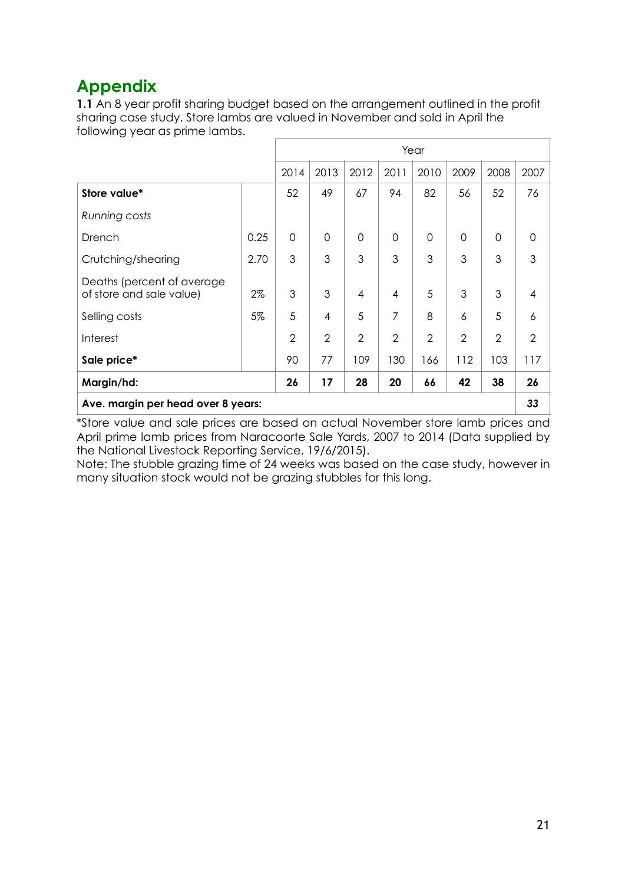## Appendix

**1.1** An 8 year profit sharing budget based on the arrangement outlined in the profit sharing case study. Store lambs are valued in November and sold in April the following year as prime lambs.

| | | Year | | | | | | | |
|---|---|---|---|---|---|---|---|---|---|
| | | 2014 | 2013 | 2012 | 2011 | 2010 | 2009 | 2008 | 2007 |
| **Store value*** | | 52 | 49 | 67 | 94 | 82 | 56 | 52 | 76 |
| *Running costs* | | | | | | | | | |
| Drench | 0.25 | 0 | 0 | 0 | 0 | 0 | 0 | 0 | 0 |
| Crutching/shearing | 2.70 | 3 | 3 | 3 | 3 | 3 | 3 | 3 | 3 |
| Deaths (percent of average of store and sale value) | 2% | 3 | 3 | 4 | 4 | 5 | 3 | 3 | 4 |
| Selling costs | 5% | 5 | 4 | 5 | 7 | 8 | 6 | 5 | 6 |
| Interest | | 2 | 2 | 2 | 2 | 2 | 2 | 2 | 2 |
| **Sale price*** | | 90 | 77 | 109 | 130 | 166 | 112 | 103 | 117 |
| **Margin/hd:** | | **26** | **17** | **28** | **20** | **66** | **42** | **38** | **26** |
| **Ave. margin per head over 8 years:** | | | | | | | | | **33** |

*Store value and sale prices are based on actual November store lamb prices and April prime lamb prices from Naracoorte Sale Yards, 2007 to 2014 (Data supplied by the National Livestock Reporting Service, 19/6/2015).

Note: The stubble grazing time of 24 weeks was based on the case study, however in many situation stock would not be grazing stubbles for this long.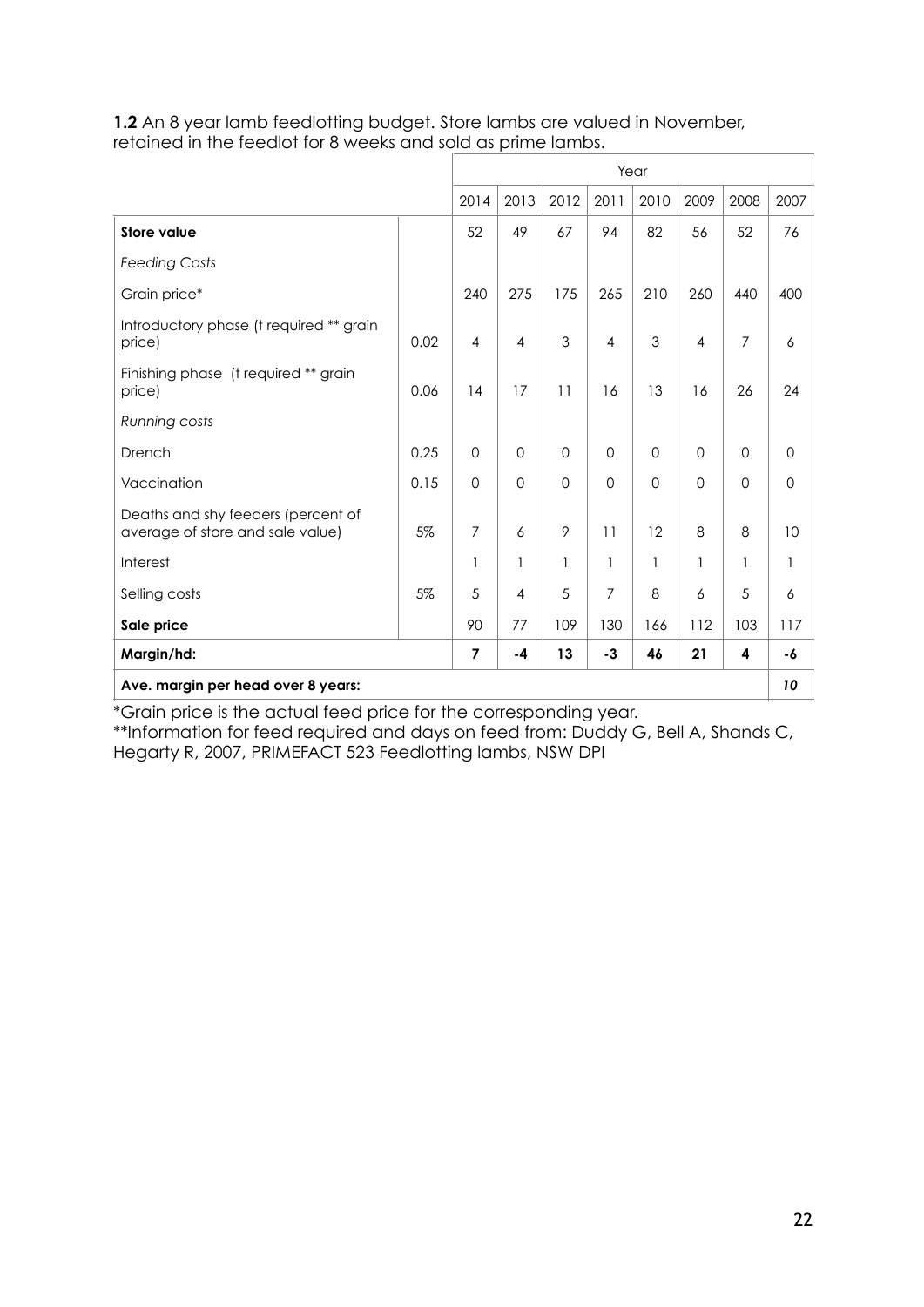**1.2** An 8 year lamb feedlotting budget. Store lambs are valued in November, retained in the feedlot for 8 weeks and sold as prime lambs.

| | | Year | | | | | | | |
|---|---|---|---|---|---|---|---|---|---|
| | | 2014 | 2013 | 2012 | 2011 | 2010 | 2009 | 2008 | 2007 |
| **Store value** | | 52 | 49 | 67 | 94 | 82 | 56 | 52 | 76 |
| *Feeding Costs* | | | | | | | | | |
| Grain price* | | 240 | 275 | 175 | 265 | 210 | 260 | 440 | 400 |
| Introductory phase (t required ** grain price) | 0.02 | 4 | 4 | 3 | 4 | 3 | 4 | 7 | 6 |
| Finishing phase (t required ** grain price) | 0.06 | 14 | 17 | 11 | 16 | 13 | 16 | 26 | 24 |
| *Running costs* | | | | | | | | | |
| Drench | 0.25 | 0 | 0 | 0 | 0 | 0 | 0 | 0 | 0 |
| Vaccination | 0.15 | 0 | 0 | 0 | 0 | 0 | 0 | 0 | 0 |
| Deaths and shy feeders (percent of average of store and sale value) | 5% | 7 | 6 | 9 | 11 | 12 | 8 | 8 | 10 |
| Interest | | 1 | 1 | 1 | 1 | 1 | 1 | 1 | 1 |
| Selling costs | 5% | 5 | 4 | 5 | 7 | 8 | 6 | 5 | 6 |
| **Sale price** | | 90 | 77 | 109 | 130 | 166 | 112 | 103 | 117 |
| **Margin/hd:** | | **7** | **-4** | **13** | **-3** | **46** | **21** | **4** | **-6** |
| **Ave. margin per head over 8 years:** | | | | | | | | | ***10*** |

*Grain price is the actual feed price for the corresponding year.

**Information for feed required and days on feed from: Duddy G, Bell A, Shands C, Hegarty R, 2007, PRIMEFACT 523 Feedlotting lambs, NSW DPI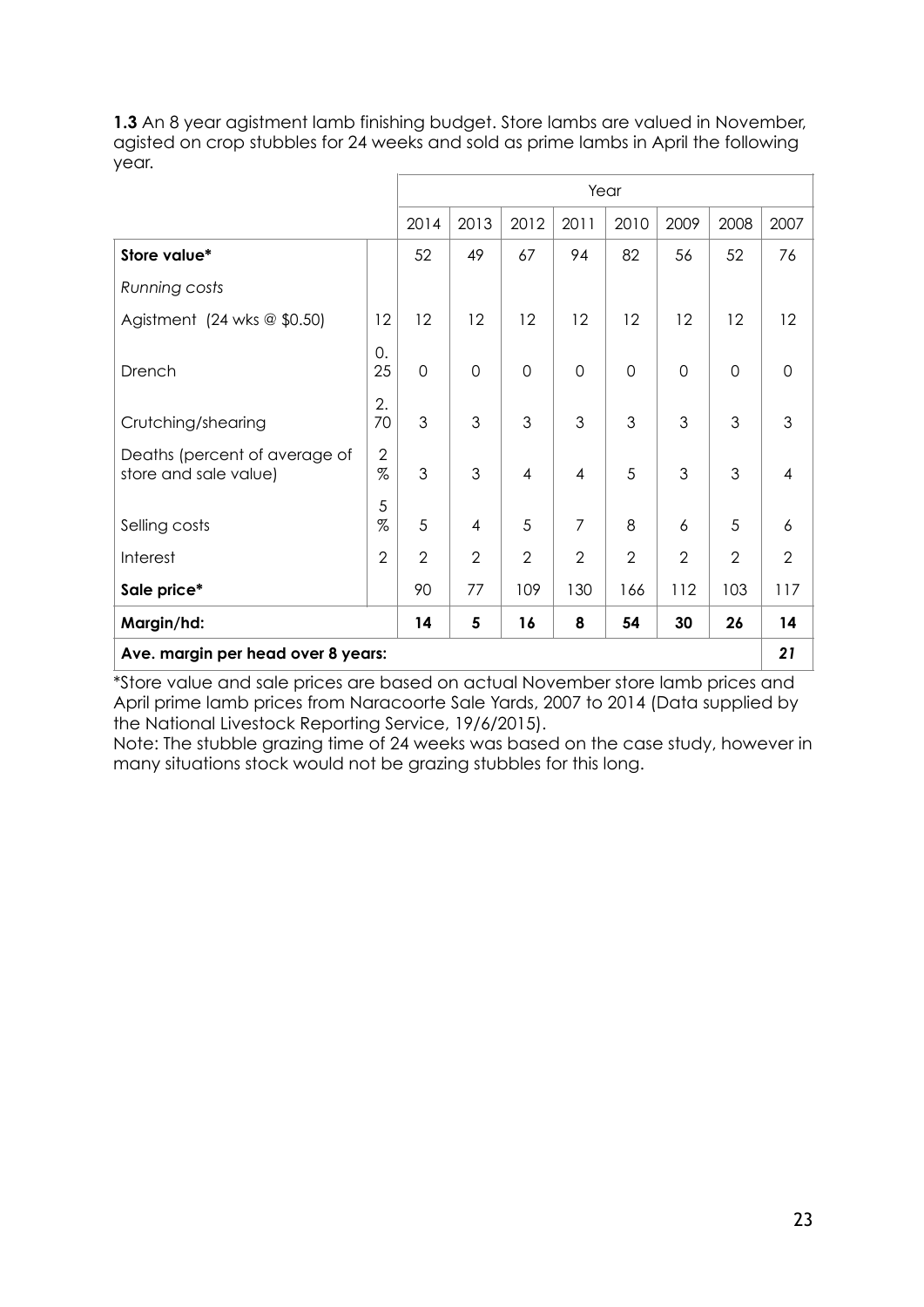**1.3** An 8 year agistment lamb finishing budget. Store lambs are valued in November, agisted on crop stubbles for 24 weeks and sold as prime lambs in April the following year.

| | | Year | | | | | | | |
|---|---|---|---|---|---|---|---|---|---|
| | | 2014 | 2013 | 2012 | 2011 | 2010 | 2009 | 2008 | 2007 |
| **Store value*** | | 52 | 49 | 67 | 94 | 82 | 56 | 52 | 76 |
| *Running costs* | | | | | | | | | |
| Agistment (24 wks @ $0.50) | 12 | 12 | 12 | 12 | 12 | 12 | 12 | 12 | 12 |
| Drench | 0.25 | 0 | 0 | 0 | 0 | 0 | 0 | 0 | 0 |
| Crutching/shearing | 2.70 | 3 | 3 | 3 | 3 | 3 | 3 | 3 | 3 |
| Deaths (percent of average of store and sale value) | 2% | 3 | 3 | 4 | 4 | 5 | 3 | 3 | 4 |
| Selling costs | 5% | 5 | 4 | 5 | 7 | 8 | 6 | 5 | 6 |
| Interest | 2 | 2 | 2 | 2 | 2 | 2 | 2 | 2 | 2 |
| **Sale price*** | | 90 | 77 | 109 | 130 | 166 | 112 | 103 | 117 |
| **Margin/hd:** | | **14** | **5** | **16** | **8** | **54** | **30** | **26** | **14** |
| **Ave. margin per head over 8 years:** | | | | | | | | | ***21*** |

*Store value and sale prices are based on actual November store lamb prices and April prime lamb prices from Naracoorte Sale Yards, 2007 to 2014 (Data supplied by the National Livestock Reporting Service, 19/6/2015).

Note: The stubble grazing time of 24 weeks was based on the case study, however in many situations stock would not be grazing stubbles for this long.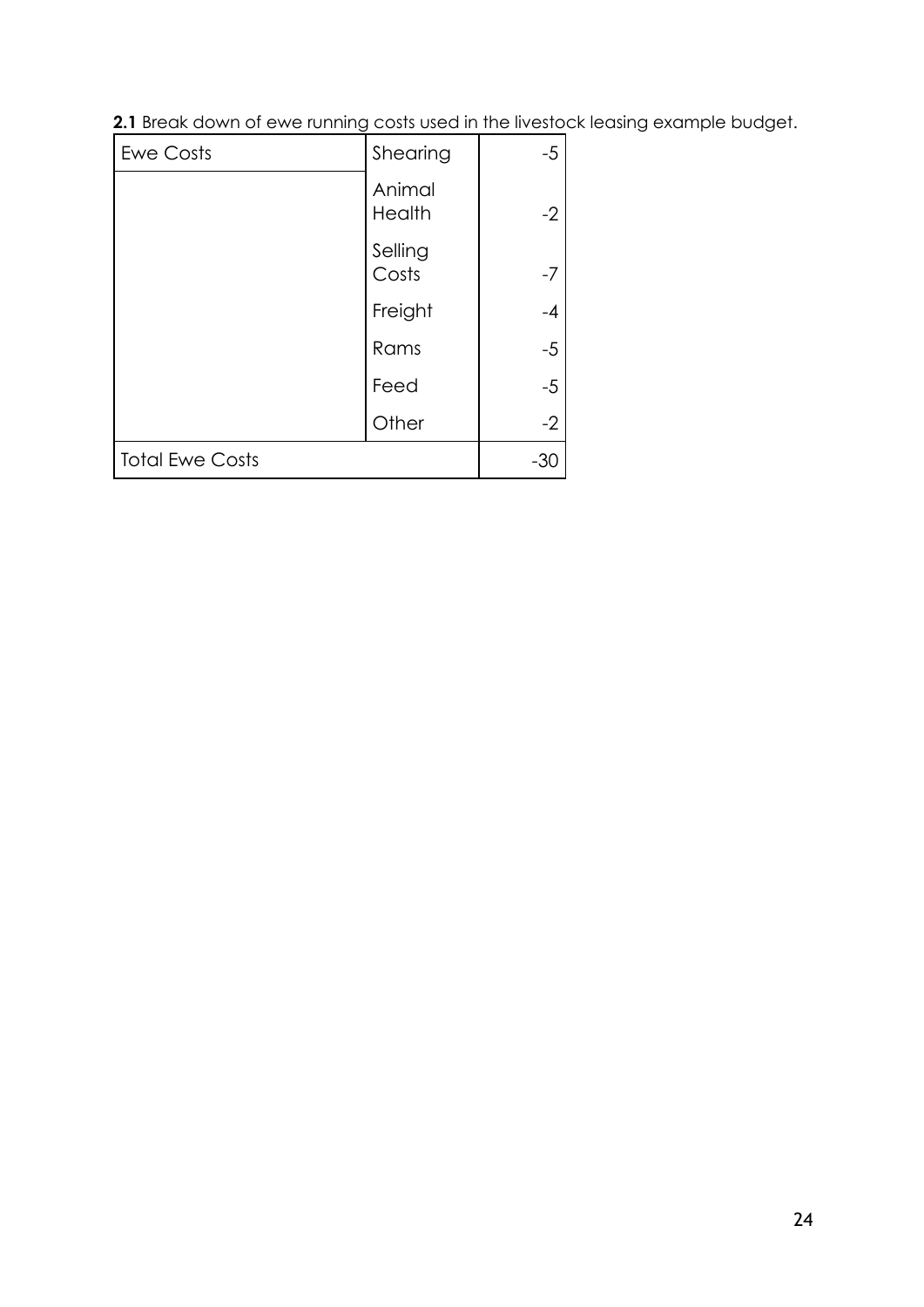**2.1** Break down of ewe running costs used in the livestock leasing example budget.

| Ewe Costs | Shearing | -5 |
|---|---|---|
| | Animal Health | -2 |
| | Selling Costs | -7 |
| | Freight | -4 |
| | Rams | -5 |
| | Feed | -5 |
| | Other | -2 |
| Total Ewe Costs | | -30 |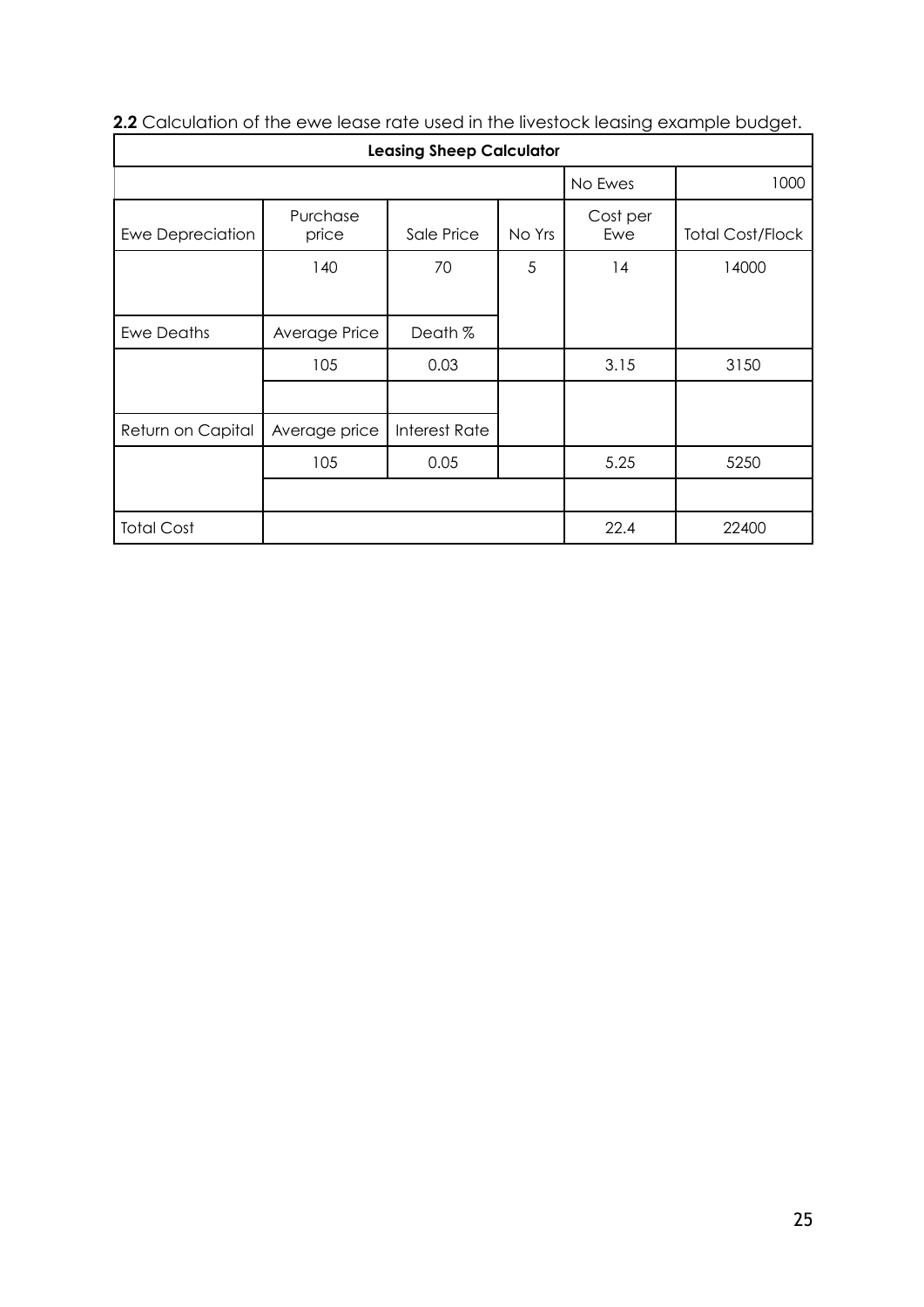**2.2** Calculation of the ewe lease rate used in the livestock leasing example budget.

| Leasing Sheep Calculator | | | | | |
|---|---|---|---|---|---|
| | | | | No Ewes | 1000 |
| Ewe Depreciation | Purchase price | Sale Price | No Yrs | Cost per Ewe | Total Cost/Flock |
| | 140 | 70 | 5 | 14 | 14000 |
| Ewe Deaths | Average Price | Death % | | | |
| | 105 | 0.03 | | 3.15 | 3150 |
| | | | | | |
| Return on Capital | Average price | Interest Rate | | | |
| | 105 | 0.05 | | 5.25 | 5250 |
| | | | | | |
| Total Cost | | | | 22.4 | 22400 |